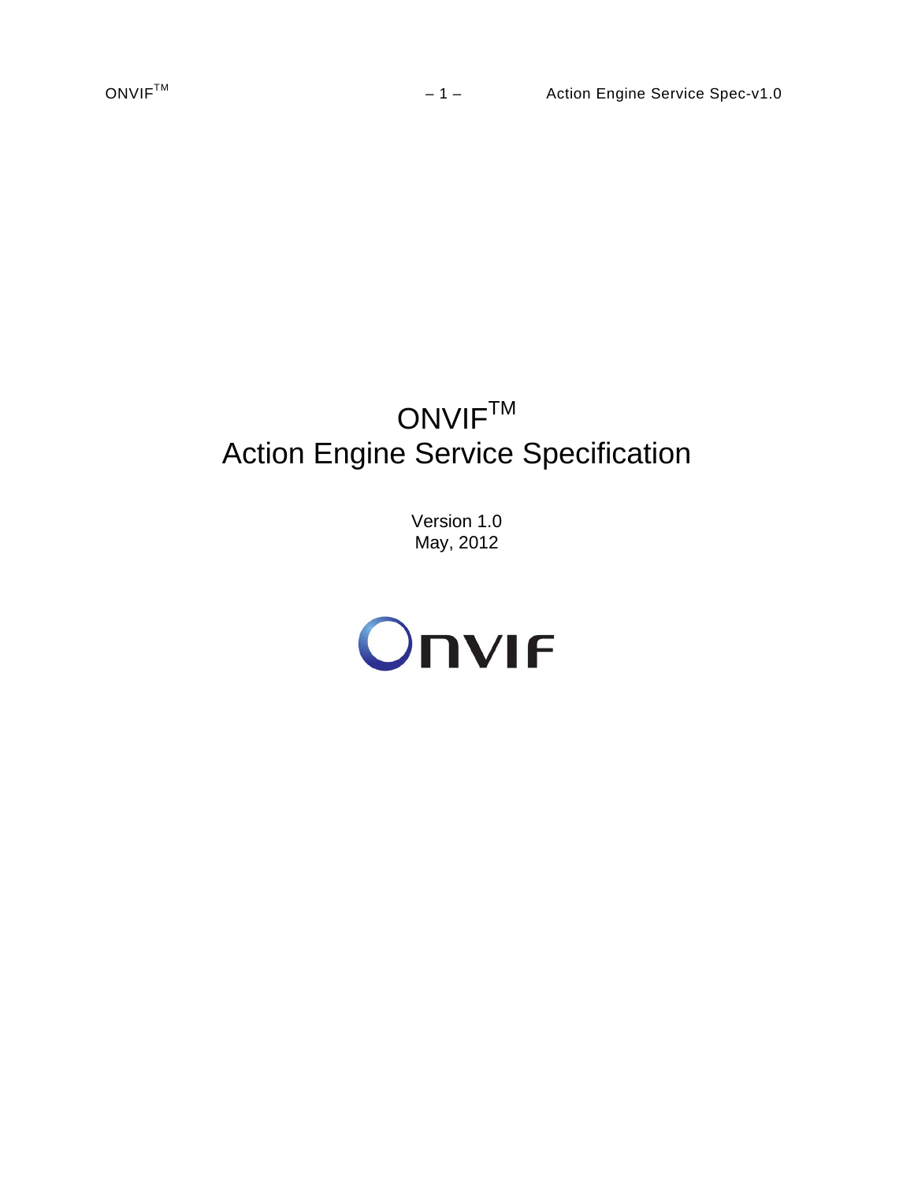# ONVIF[TM]
# Action Engine Service Specification

Version 1.0
May, 2012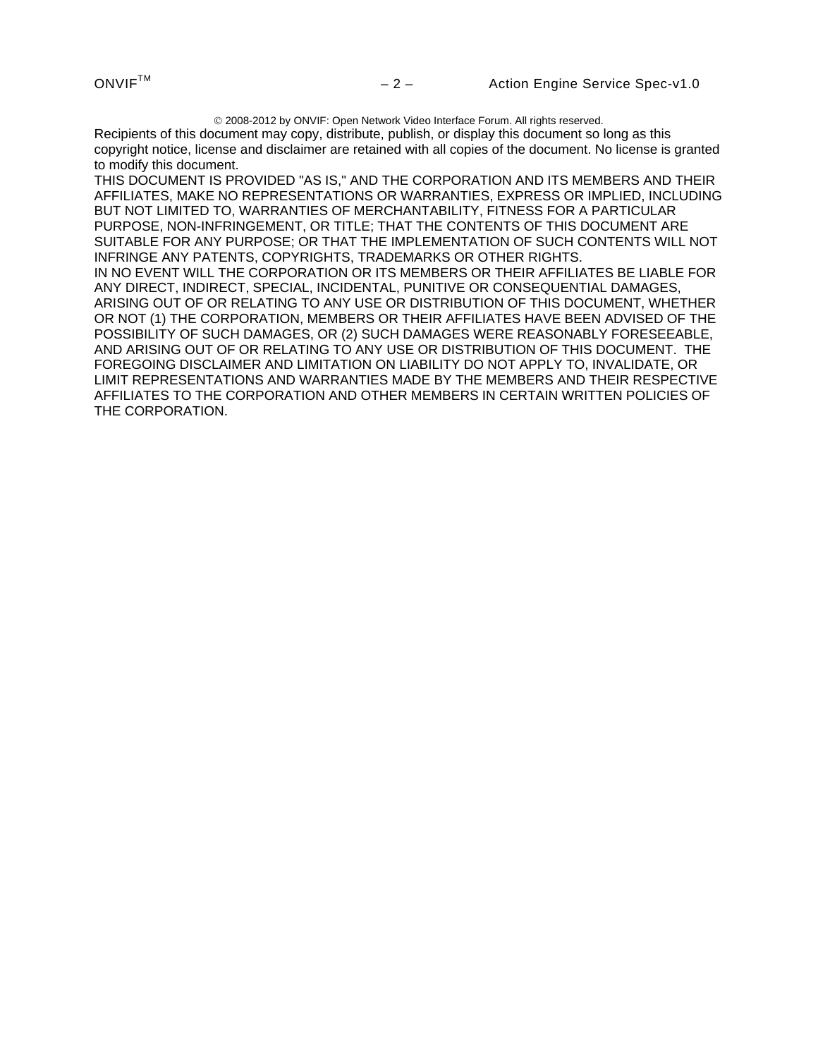© 2008-2012 by ONVIF: Open Network Video Interface Forum. All rights reserved.

Recipients of this document may copy, distribute, publish, or display this document so long as this copyright notice, license and disclaimer are retained with all copies of the document. No license is granted to modify this document.

THIS DOCUMENT IS PROVIDED "AS IS," AND THE CORPORATION AND ITS MEMBERS AND THEIR AFFILIATES, MAKE NO REPRESENTATIONS OR WARRANTIES, EXPRESS OR IMPLIED, INCLUDING BUT NOT LIMITED TO, WARRANTIES OF MERCHANTABILITY, FITNESS FOR A PARTICULAR PURPOSE, NON-INFRINGEMENT, OR TITLE; THAT THE CONTENTS OF THIS DOCUMENT ARE SUITABLE FOR ANY PURPOSE; OR THAT THE IMPLEMENTATION OF SUCH CONTENTS WILL NOT INFRINGE ANY PATENTS, COPYRIGHTS, TRADEMARKS OR OTHER RIGHTS.

IN NO EVENT WILL THE CORPORATION OR ITS MEMBERS OR THEIR AFFILIATES BE LIABLE FOR ANY DIRECT, INDIRECT, SPECIAL, INCIDENTAL, PUNITIVE OR CONSEQUENTIAL DAMAGES, ARISING OUT OF OR RELATING TO ANY USE OR DISTRIBUTION OF THIS DOCUMENT, WHETHER OR NOT (1) THE CORPORATION, MEMBERS OR THEIR AFFILIATES HAVE BEEN ADVISED OF THE POSSIBILITY OF SUCH DAMAGES, OR (2) SUCH DAMAGES WERE REASONABLY FORESEEABLE, AND ARISING OUT OF OR RELATING TO ANY USE OR DISTRIBUTION OF THIS DOCUMENT. THE FOREGOING DISCLAIMER AND LIMITATION ON LIABILITY DO NOT APPLY TO, INVALIDATE, OR LIMIT REPRESENTATIONS AND WARRANTIES MADE BY THE MEMBERS AND THEIR RESPECTIVE AFFILIATES TO THE CORPORATION AND OTHER MEMBERS IN CERTAIN WRITTEN POLICIES OF THE CORPORATION.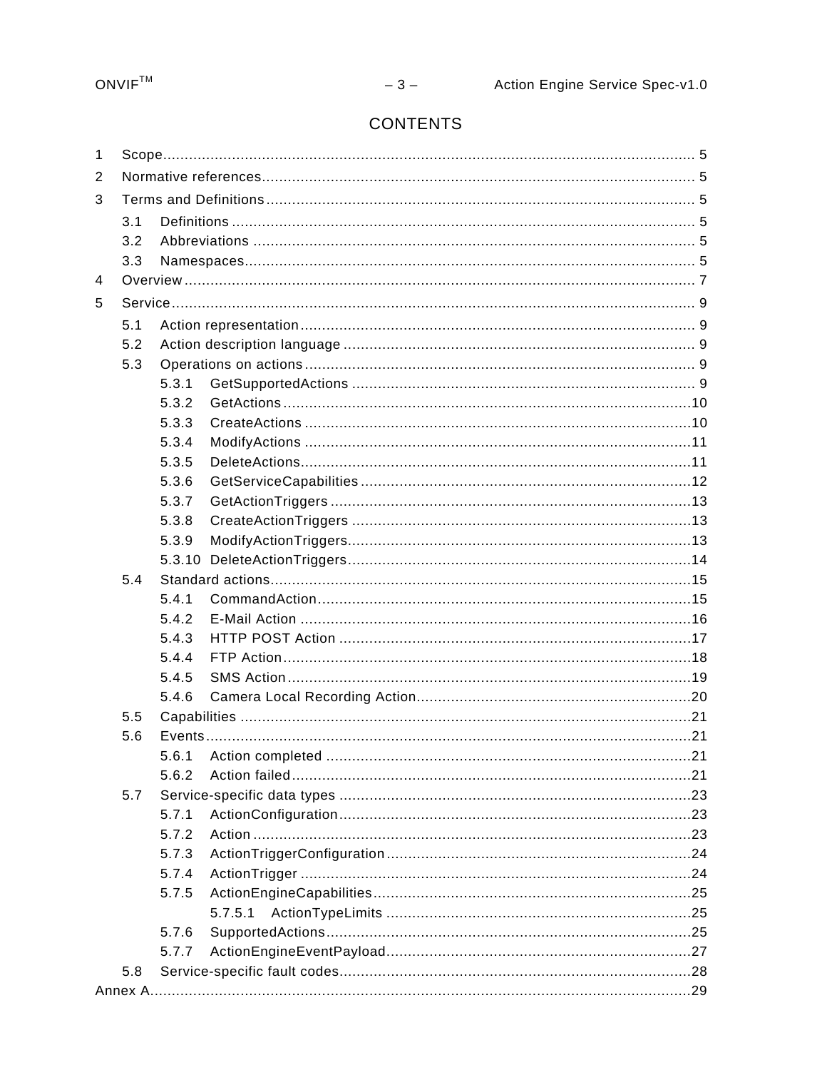# CONTENTS

1 Scope ... 5
2 Normative references ... 5
3 Terms and Definitions ... 5
  3.1 Definitions ... 5
  3.2 Abbreviations ... 5
  3.3 Namespaces ... 5
4 Overview ... 7
5 Service ... 9
  5.1 Action representation ... 9
  5.2 Action description language ... 9
  5.3 Operations on actions ... 9
    5.3.1 GetSupportedActions ... 9
    5.3.2 GetActions ... 10
    5.3.3 CreateActions ... 10
    5.3.4 ModifyActions ... 11
    5.3.5 DeleteActions ... 11
    5.3.6 GetServiceCapabilities ... 12
    5.3.7 GetActionTriggers ... 13
    5.3.8 CreateActionTriggers ... 13
    5.3.9 ModifyActionTriggers ... 13
    5.3.10 DeleteActionTriggers ... 14
  5.4 Standard actions ... 15
    5.4.1 CommandAction ... 15
    5.4.2 E-Mail Action ... 16
    5.4.3 HTTP POST Action ... 17
    5.4.4 FTP Action ... 18
    5.4.5 SMS Action ... 19
    5.4.6 Camera Local Recording Action ... 20
  5.5 Capabilities ... 21
  5.6 Events ... 21
    5.6.1 Action completed ... 21
    5.6.2 Action failed ... 21
  5.7 Service-specific data types ... 23
    5.7.1 ActionConfiguration ... 23
    5.7.2 Action ... 23
    5.7.3 ActionTriggerConfiguration ... 24
    5.7.4 ActionTrigger ... 24
    5.7.5 ActionEngineCapabilities ... 25
      5.7.5.1 ActionTypeLimits ... 25
    5.7.6 SupportedActions ... 25
    5.7.7 ActionEngineEventPayload ... 27
  5.8 Service-specific fault codes ... 28
Annex A ... 29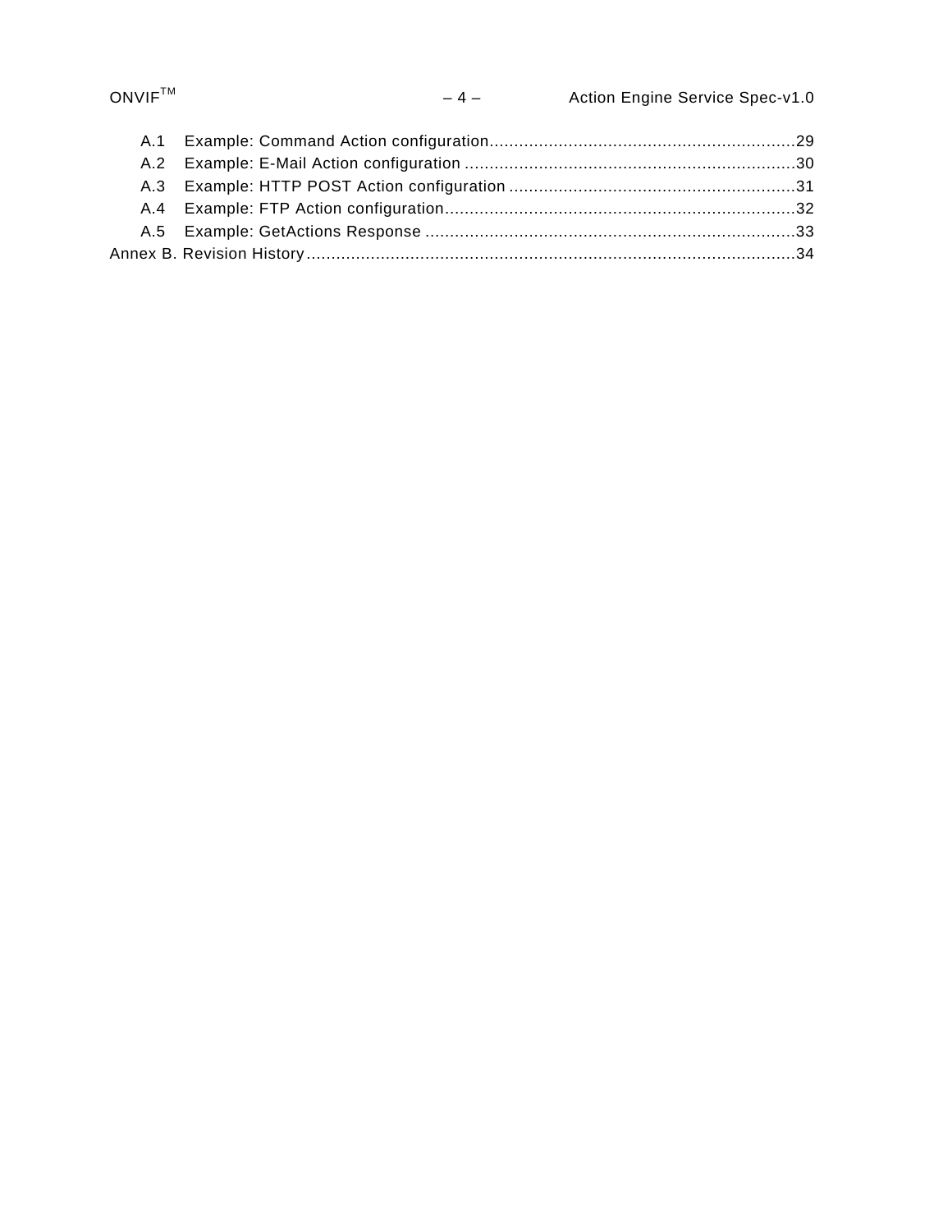A.1 Example: Command Action configuration....29
A.2 Example: E-Mail Action configuration....30
A.3 Example: HTTP POST Action configuration....31
A.4 Example: FTP Action configuration....32
A.5 Example: GetActions Response....33
Annex B. Revision History....34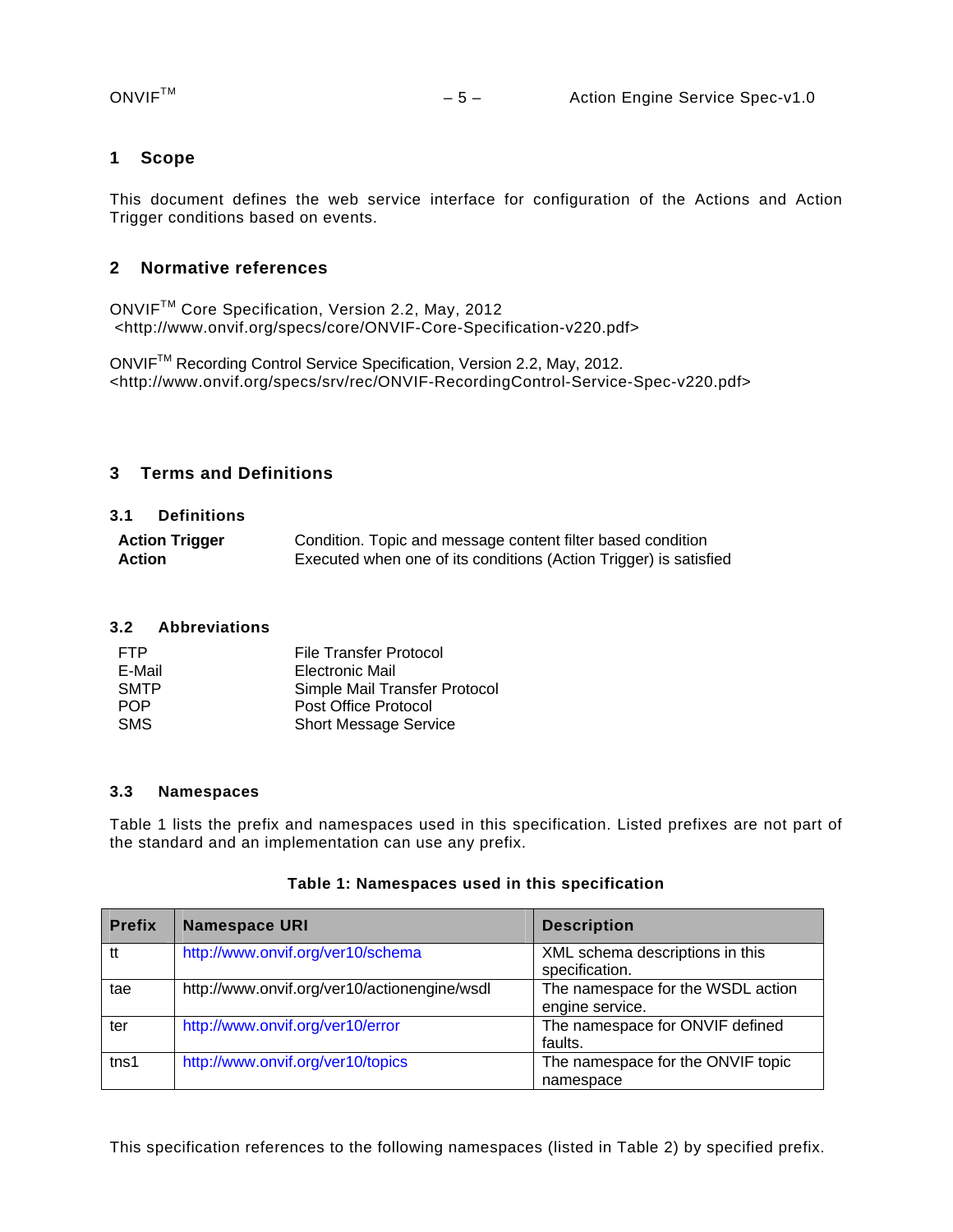# 1 Scope

This document defines the web service interface for configuration of the Actions and Action Trigger conditions based on events.

# 2 Normative references

ONVIF™ Core Specification, Version 2.2, May, 2012
<http://www.onvif.org/specs/core/ONVIF-Core-Specification-v220.pdf>

ONVIF™ Recording Control Service Specification, Version 2.2, May, 2012.
<http://www.onvif.org/specs/srv/rec/ONVIF-RecordingControl-Service-Spec-v220.pdf>

# 3 Terms and Definitions

## 3.1 Definitions

| | |
|---|---|
| **Action Trigger** | Condition. Topic and message content filter based condition |
| **Action** | Executed when one of its conditions (Action Trigger) is satisfied |

## 3.2 Abbreviations

| | |
|---|---|
| FTP | File Transfer Protocol |
| E-Mail | Electronic Mail |
| SMTP | Simple Mail Transfer Protocol |
| POP | Post Office Protocol |
| SMS | Short Message Service |

## 3.3 Namespaces

Table 1 lists the prefix and namespaces used in this specification. Listed prefixes are not part of the standard and an implementation can use any prefix.

**Table 1: Namespaces used in this specification**

| Prefix | Namespace URI | Description |
|---|---|---|
| tt | http://www.onvif.org/ver10/schema | XML schema descriptions in this specification. |
| tae | http://www.onvif.org/ver10/actionengine/wsdl | The namespace for the WSDL action engine service. |
| ter | http://www.onvif.org/ver10/error | The namespace for ONVIF defined faults. |
| tns1 | http://www.onvif.org/ver10/topics | The namespace for the ONVIF topic namespace |

This specification references to the following namespaces (listed in Table 2) by specified prefix.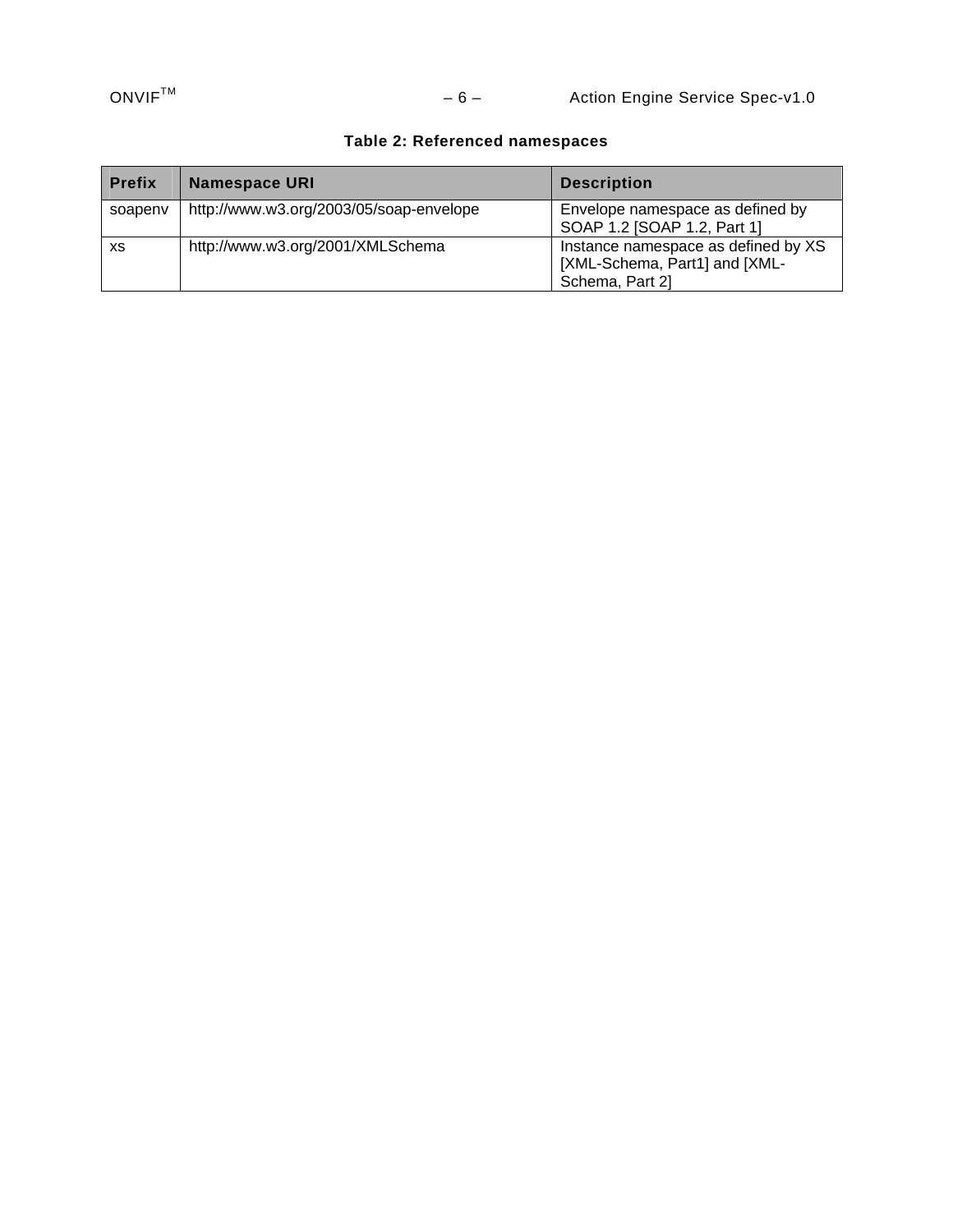**Table 2: Referenced namespaces**

| Prefix | Namespace URI | Description |
|---|---|---|
| soapenv | http://www.w3.org/2003/05/soap-envelope | Envelope namespace as defined by SOAP 1.2 [SOAP 1.2, Part 1] |
| xs | http://www.w3.org/2001/XMLSchema | Instance namespace as defined by XS [XML-Schema, Part1] and [XML-Schema, Part 2] |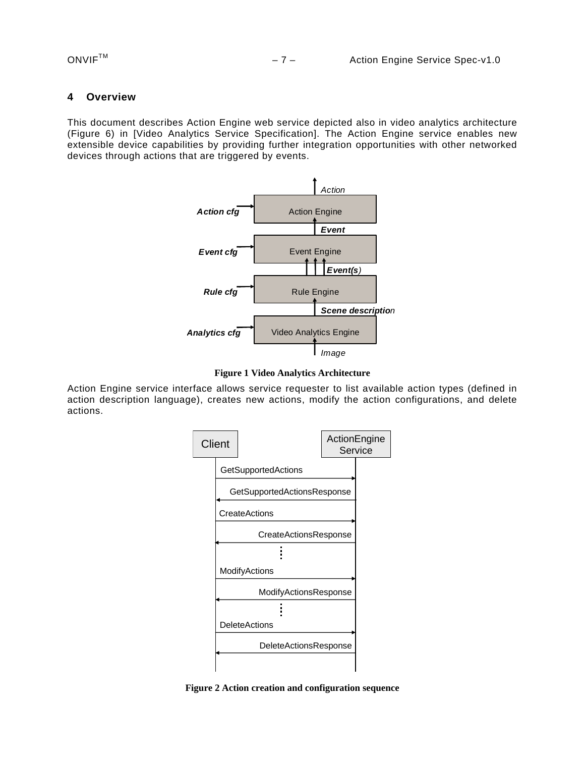# 4 Overview

This document describes Action Engine web service depicted also in video analytics architecture (Figure 6) in [Video Analytics Service Specification]. The Action Engine service enables new extensible device capabilities by providing further integration opportunities with other networked devices through actions that are triggered by events.

**Figure 1 Video Analytics Architecture**

Action Engine service interface allows service requester to list available action types (defined in action description language), creates new actions, modify the action configurations, and delete actions.

**Figure 2 Action creation and configuration sequence**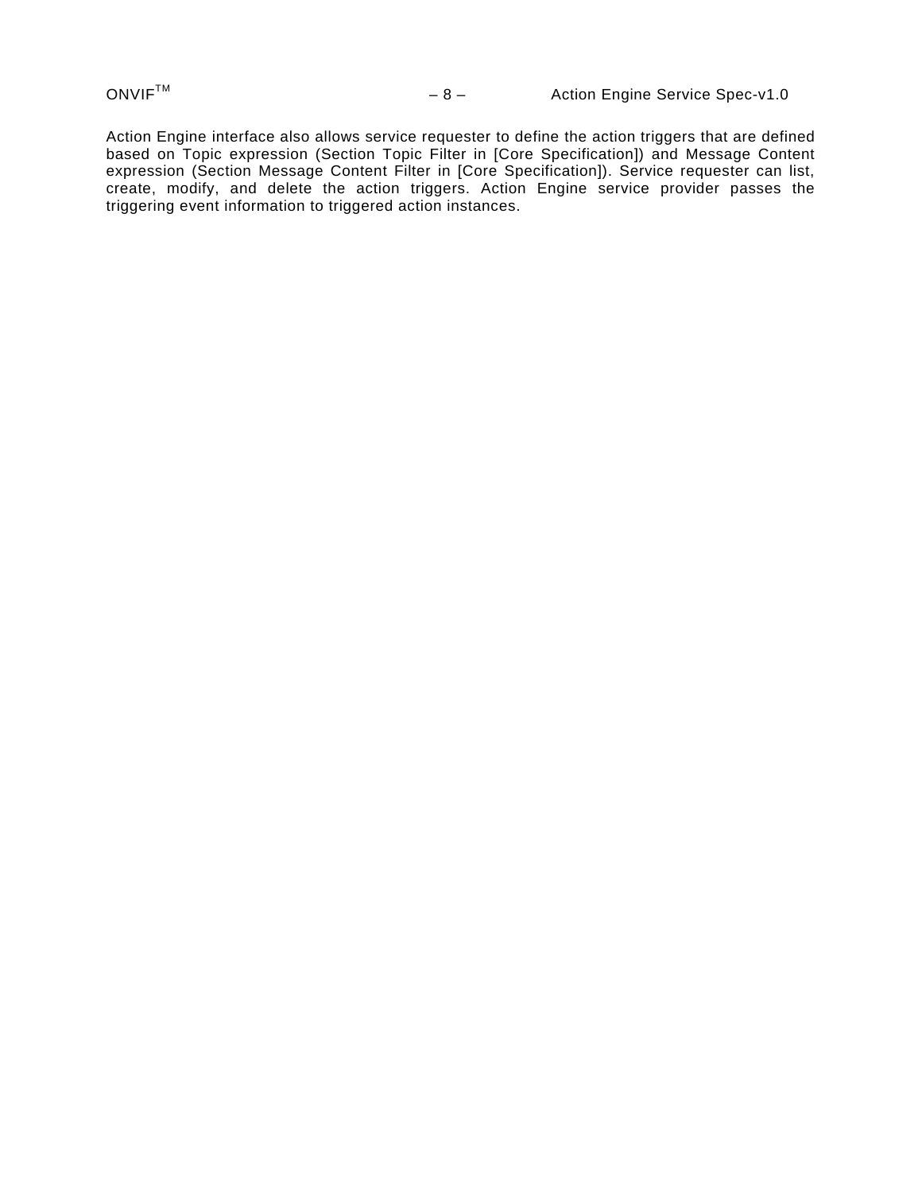Action Engine interface also allows service requester to define the action triggers that are defined based on Topic expression (Section Topic Filter in [Core Specification]) and Message Content expression (Section Message Content Filter in [Core Specification]). Service requester can list, create, modify, and delete the action triggers. Action Engine service provider passes the triggering event information to triggered action instances.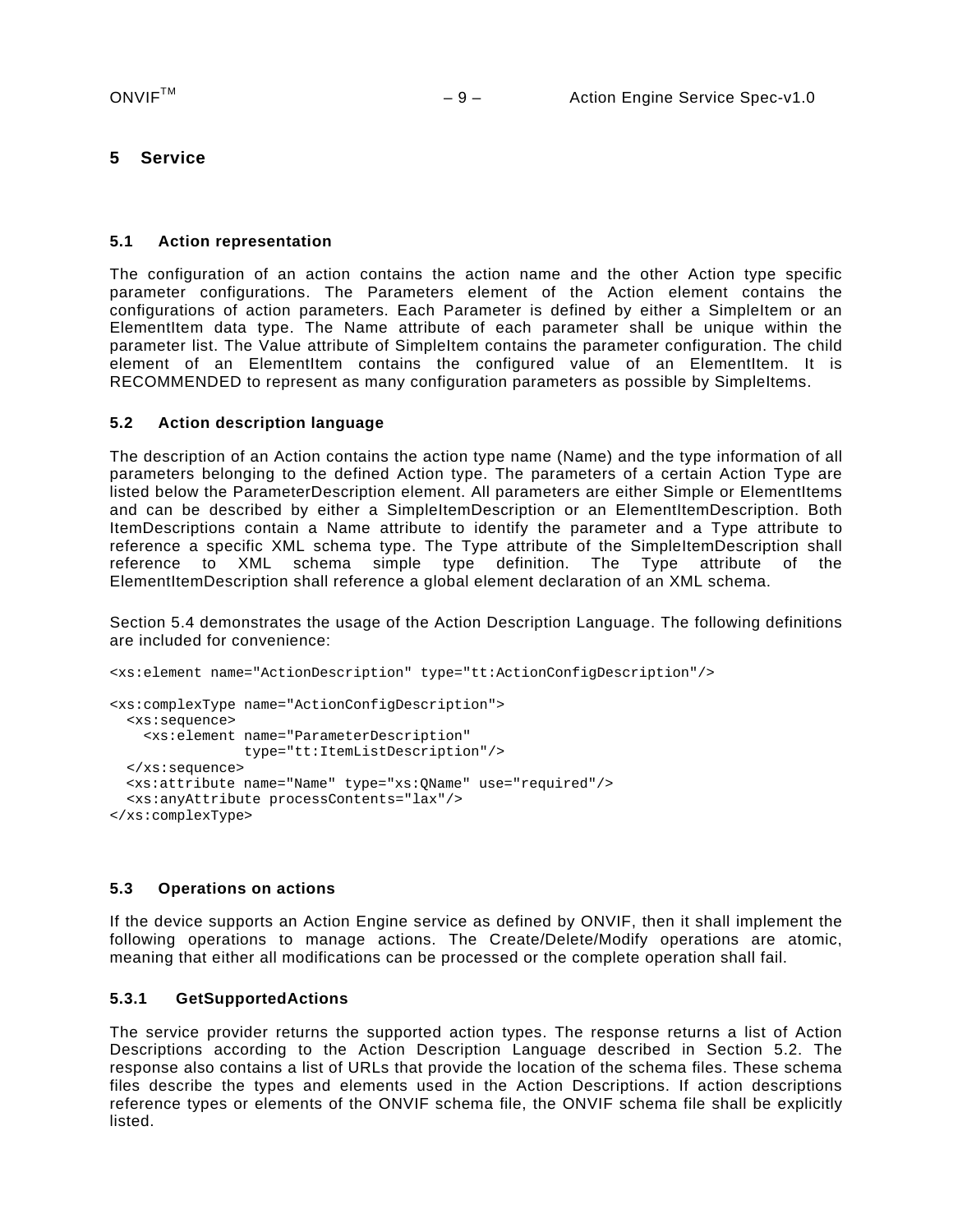# 5 Service

## 5.1 Action representation

The configuration of an action contains the action name and the other Action type specific parameter configurations. The Parameters element of the Action element contains the configurations of action parameters. Each Parameter is defined by either a SimpleItem or an ElementItem data type. The Name attribute of each parameter shall be unique within the parameter list. The Value attribute of SimpleItem contains the parameter configuration. The child element of an ElementItem contains the configured value of an ElementItem. It is RECOMMENDED to represent as many configuration parameters as possible by SimpleItems.

## 5.2 Action description language

The description of an Action contains the action type name (Name) and the type information of all parameters belonging to the defined Action type. The parameters of a certain Action Type are listed below the ParameterDescription element. All parameters are either Simple or ElementItems and can be described by either a SimpleItemDescription or an ElementItemDescription. Both ItemDescriptions contain a Name attribute to identify the parameter and a Type attribute to reference a specific XML schema type. The Type attribute of the SimpleItemDescription shall reference to XML schema simple type definition. The Type attribute of the ElementItemDescription shall reference a global element declaration of an XML schema.

Section 5.4 demonstrates the usage of the Action Description Language. The following definitions are included for convenience:

```
<xs:element name="ActionDescription" type="tt:ActionConfigDescription"/>

<xs:complexType name="ActionConfigDescription">
  <xs:sequence>
    <xs:element name="ParameterDescription"
                type="tt:ItemListDescription"/>
  </xs:sequence>
  <xs:attribute name="Name" type="xs:QName" use="required"/>
  <xs:anyAttribute processContents="lax"/>
</xs:complexType>
```

## 5.3 Operations on actions

If the device supports an Action Engine service as defined by ONVIF, then it shall implement the following operations to manage actions. The Create/Delete/Modify operations are atomic, meaning that either all modifications can be processed or the complete operation shall fail.

### 5.3.1 GetSupportedActions

The service provider returns the supported action types. The response returns a list of Action Descriptions according to the Action Description Language described in Section 5.2. The response also contains a list of URLs that provide the location of the schema files. These schema files describe the types and elements used in the Action Descriptions. If action descriptions reference types or elements of the ONVIF schema file, the ONVIF schema file shall be explicitly listed.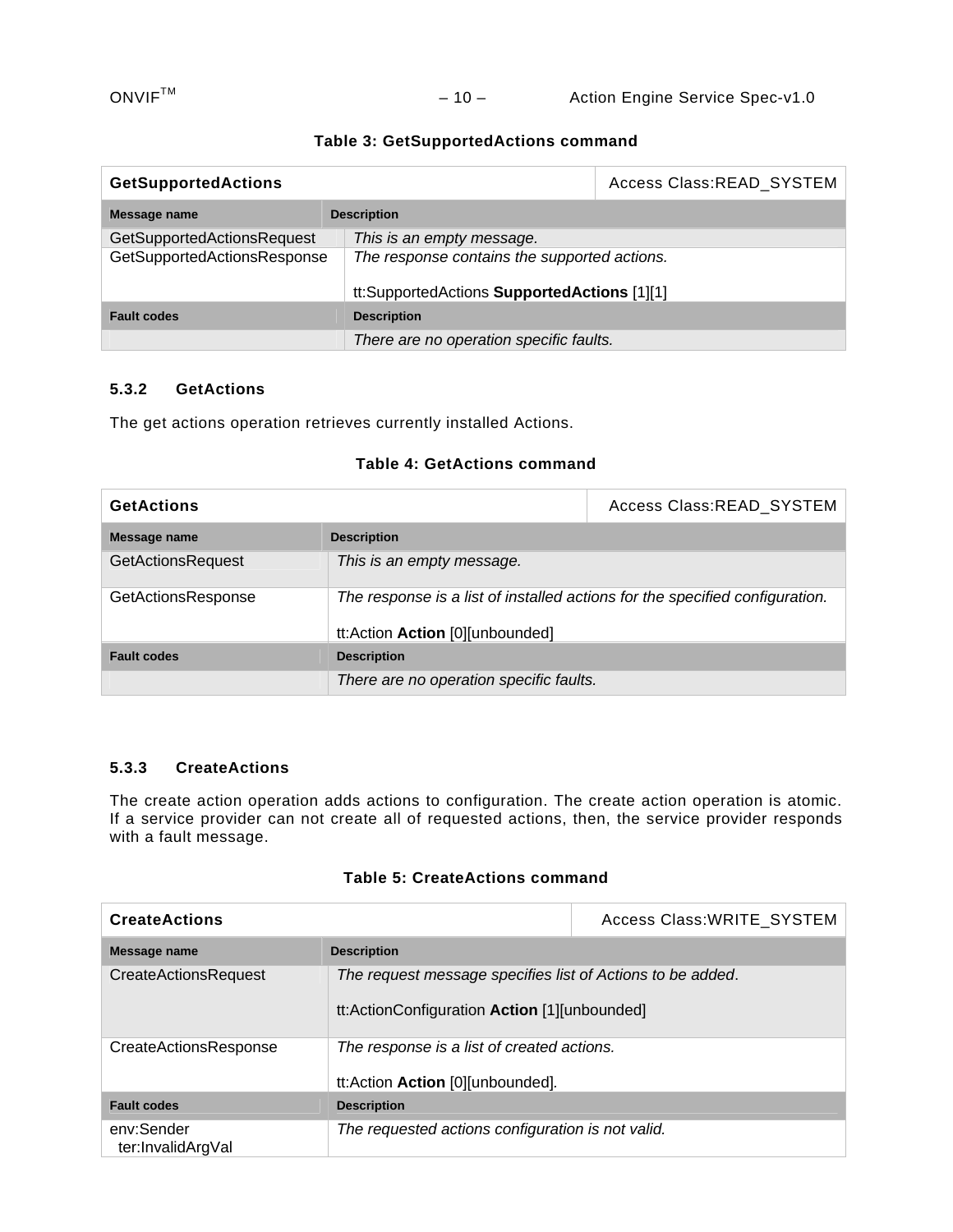**Table 3: GetSupportedActions command**

| **GetSupportedActions** | Access Class:READ_SYSTEM |
|---|---|
| **Message name** | **Description** |
| GetSupportedActionsRequest | *This is an empty message.* |
| GetSupportedActionsResponse | *The response contains the supported actions.*<br><br>tt:SupportedActions **SupportedActions** [1][1] |
| **Fault codes** | **Description** |
| | *There are no operation specific faults.* |

### 5.3.2 GetActions

The get actions operation retrieves currently installed Actions.

**Table 4: GetActions command**

| **GetActions** | Access Class:READ_SYSTEM |
|---|---|
| **Message name** | **Description** |
| GetActionsRequest | *This is an empty message.* |
| GetActionsResponse | *The response is a list of installed actions for the specified configuration.*<br><br>tt:Action **Action** [0][unbounded] |
| **Fault codes** | **Description** |
| | *There are no operation specific faults.* |

### 5.3.3 CreateActions

The create action operation adds actions to configuration. The create action operation is atomic. If a service provider can not create all of requested actions, then, the service provider responds with a fault message.

**Table 5: CreateActions command**

| **CreateActions** | Access Class:WRITE_SYSTEM |
|---|---|
| **Message name** | **Description** |
| CreateActionsRequest | *The request message specifies list of Actions to be added*.<br><br>tt:ActionConfiguration **Action** [1][unbounded] |
| CreateActionsResponse | *The response is a list of created actions.*<br><br>tt:Action **Action** [0][unbounded]. |
| **Fault codes** | **Description** |
| env:Sender<br>ter:InvalidArgVal | *The requested actions configuration is not valid.* |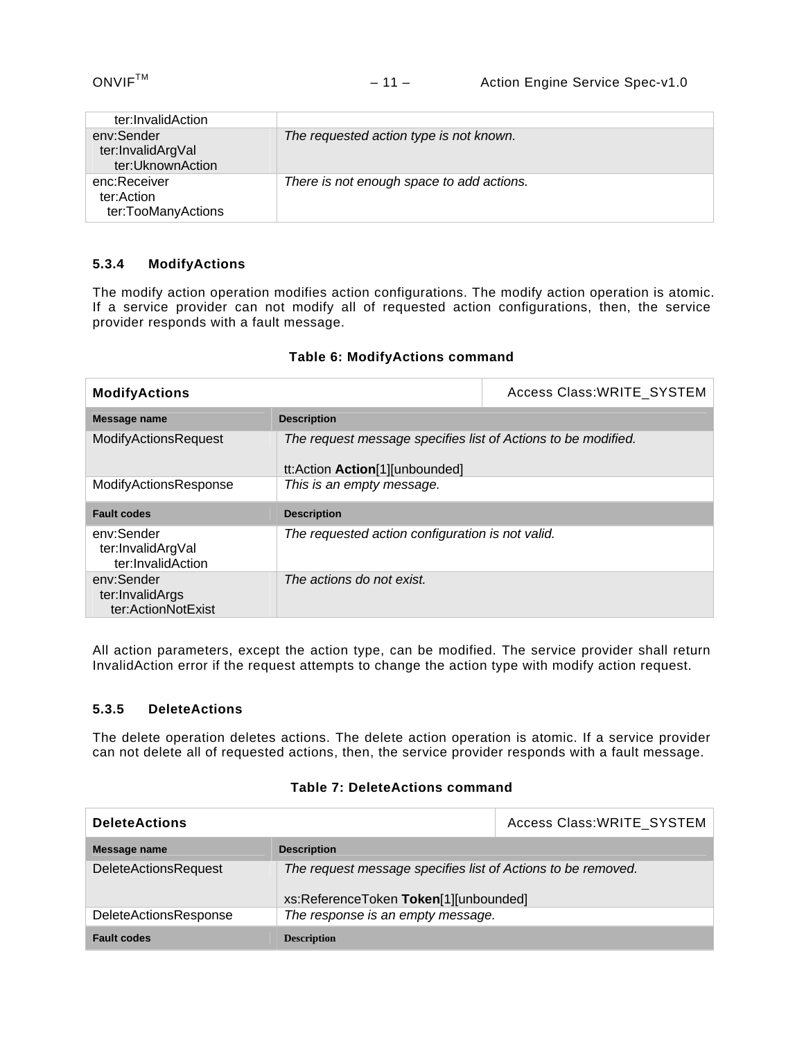| | |
|---|---|
| ter:InvalidAction | |
| env:Sender<br>ter:InvalidArgVal<br>ter:UknownAction | *The requested action type is not known.* |
| enc:Receiver<br>ter:Action<br>ter:TooManyActions | *There is not enough space to add actions.* |

### 5.3.4 ModifyActions

The modify action operation modifies action configurations. The modify action operation is atomic. If a service provider can not modify all of requested action configurations, then, the service provider responds with a fault message.

**Table 6: ModifyActions command**

| **ModifyActions** | Access Class:WRITE_SYSTEM |
|---|---|
| **Message name** | **Description** |
| ModifyActionsRequest | *The request message specifies list of Actions to be modified.*<br><br>tt:Action **Action**[1][unbounded] |
| ModifyActionsResponse | *This is an empty message.* |
| **Fault codes** | **Description** |
| env:Sender<br>ter:InvalidArgVal<br>ter:InvalidAction | *The requested action configuration is not valid.* |
| env:Sender<br>ter:InvalidArgs<br>ter:ActionNotExist | *The actions do not exist.* |

All action parameters, except the action type, can be modified. The service provider shall return InvalidAction error if the request attempts to change the action type with modify action request.

### 5.3.5 DeleteActions

The delete operation deletes actions. The delete action operation is atomic. If a service provider can not delete all of requested actions, then, the service provider responds with a fault message.

**Table 7: DeleteActions command**

| **DeleteActions** | Access Class:WRITE_SYSTEM |
|---|---|
| **Message name** | **Description** |
| DeleteActionsRequest | *The request message specifies list of Actions to be removed.*<br><br>xs:ReferenceToken **Token**[1][unbounded] |
| DeleteActionsResponse | *The response is an empty message.* |
| **Fault codes** | **Description** |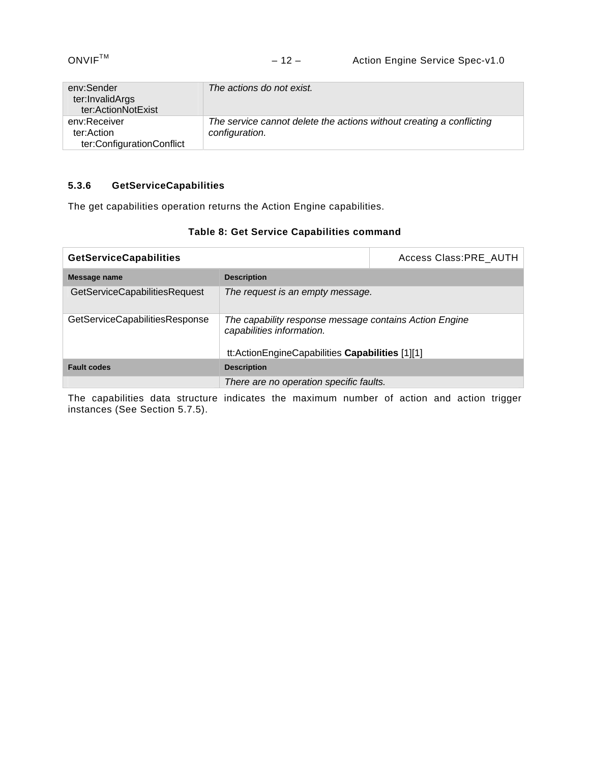| | |
|---|---|
| env:Sender<br>ter:InvalidArgs<br>ter:ActionNotExist | *The actions do not exist.* |
| env:Receiver<br>ter:Action<br>ter:ConfigurationConflict | *The service cannot delete the actions without creating a conflicting configuration.* |

### 5.3.6 GetServiceCapabilities

The get capabilities operation returns the Action Engine capabilities.

**Table 8: Get Service Capabilities command**

| **GetServiceCapabilities** | Access Class:PRE_AUTH |
|---|---|
| **Message name** | **Description** |
| GetServiceCapabilitiesRequest | *The request is an empty message.* |
| GetServiceCapabilitiesResponse | *The capability response message contains Action Engine capabilities information.*<br><br>tt:ActionEngineCapabilities **Capabilities** [1][1] |
| **Fault codes** | **Description** |
| | *There are no operation specific faults.* |

The capabilities data structure indicates the maximum number of action and action trigger instances (See Section 5.7.5).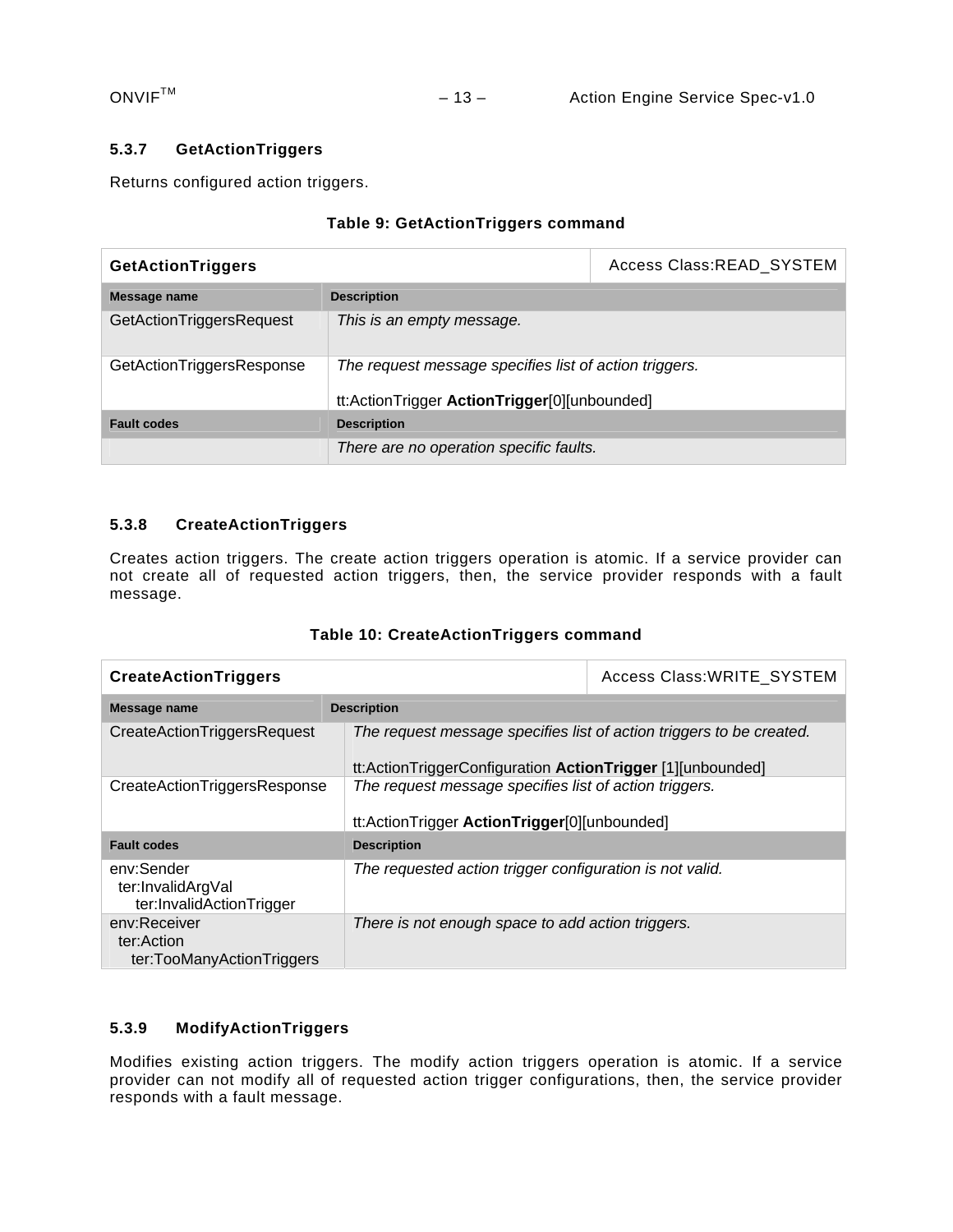### 5.3.7 GetActionTriggers

Returns configured action triggers.

**Table 9: GetActionTriggers command**

| **GetActionTriggers** | | Access Class:READ_SYSTEM |
|---|---|---|
| **Message name** | **Description** | |
| GetActionTriggersRequest | *This is an empty message.* | |
| GetActionTriggersResponse | *The request message specifies list of action triggers.*<br><br>tt:ActionTrigger **ActionTrigger**[0][unbounded] | |
| **Fault codes** | **Description** | |
| | *There are no operation specific faults.* | |

### 5.3.8 CreateActionTriggers

Creates action triggers. The create action triggers operation is atomic. If a service provider can not create all of requested action triggers, then, the service provider responds with a fault message.

**Table 10: CreateActionTriggers command**

| **CreateActionTriggers** | | Access Class:WRITE_SYSTEM |
|---|---|---|
| **Message name** | **Description** | |
| CreateActionTriggersRequest | *The request message specifies list of action triggers to be created.*<br><br>tt:ActionTriggerConfiguration **ActionTrigger** [1][unbounded] | |
| CreateActionTriggersResponse | *The request message specifies list of action triggers.*<br><br>tt:ActionTrigger **ActionTrigger**[0][unbounded] | |
| **Fault codes** | **Description** | |
| env:Sender<br>ter:InvalidArgVal<br>ter:InvalidActionTrigger | *The requested action trigger configuration is not valid.* | |
| env:Receiver<br>ter:Action<br>ter:TooManyActionTriggers | *There is not enough space to add action triggers.* | |

### 5.3.9 ModifyActionTriggers

Modifies existing action triggers. The modify action triggers operation is atomic. If a service provider can not modify all of requested action trigger configurations, then, the service provider responds with a fault message.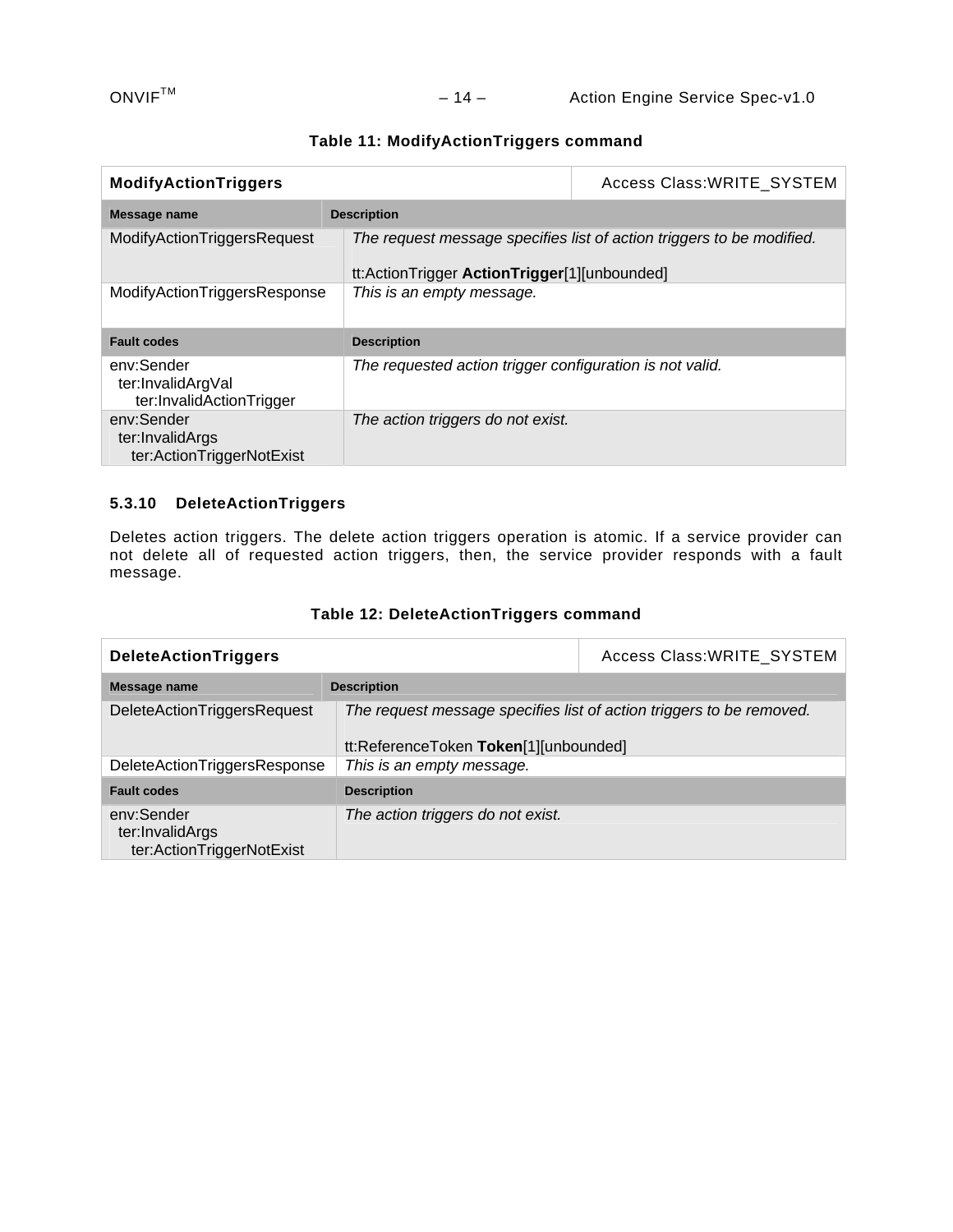**Table 11: ModifyActionTriggers command**

| **ModifyActionTriggers** | Access Class:WRITE_SYSTEM |
|---|---|
| **Message name** | **Description** |
| ModifyActionTriggersRequest | *The request message specifies list of action triggers to be modified.*<br><br>tt:ActionTrigger **ActionTrigger**[1][unbounded] |
| ModifyActionTriggersResponse | *This is an empty message.* |
| **Fault codes** | **Description** |
| env:Sender<br>ter:InvalidArgVal<br>ter:InvalidActionTrigger | *The requested action trigger configuration is not valid.* |
| env:Sender<br>ter:InvalidArgs<br>ter:ActionTriggerNotExist | *The action triggers do not exist.* |

### 5.3.10 DeleteActionTriggers

Deletes action triggers. The delete action triggers operation is atomic. If a service provider can not delete all of requested action triggers, then, the service provider responds with a fault message.

**Table 12: DeleteActionTriggers command**

| **DeleteActionTriggers** | Access Class:WRITE_SYSTEM |
|---|---|
| **Message name** | **Description** |
| DeleteActionTriggersRequest | *The request message specifies list of action triggers to be removed.*<br><br>tt:ReferenceToken **Token**[1][unbounded] |
| DeleteActionTriggersResponse | *This is an empty message.* |
| **Fault codes** | **Description** |
| env:Sender<br>ter:InvalidArgs<br>ter:ActionTriggerNotExist | *The action triggers do not exist.* |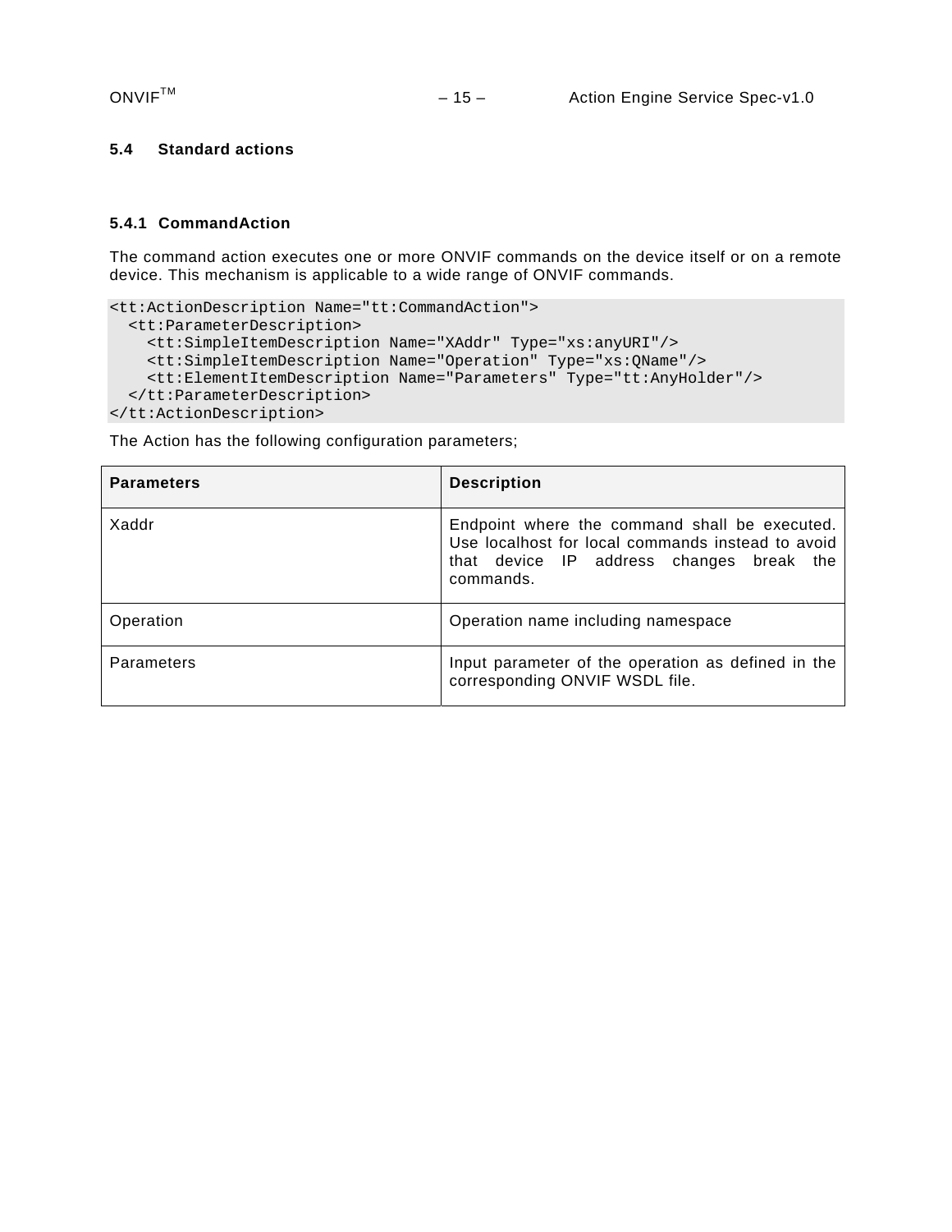### 5.4 Standard actions

#### 5.4.1 CommandAction

The command action executes one or more ONVIF commands on the device itself or on a remote device. This mechanism is applicable to a wide range of ONVIF commands.

```
<tt:ActionDescription Name="tt:CommandAction">
  <tt:ParameterDescription>
    <tt:SimpleItemDescription Name="XAddr" Type="xs:anyURI"/>
    <tt:SimpleItemDescription Name="Operation" Type="xs:QName"/>
    <tt:ElementItemDescription Name="Parameters" Type="tt:AnyHolder"/>
  </tt:ParameterDescription>
</tt:ActionDescription>
```

The Action has the following configuration parameters;

| Parameters | Description |
|---|---|
| Xaddr | Endpoint where the command shall be executed. Use localhost for local commands instead to avoid that device IP address changes break the commands. |
| Operation | Operation name including namespace |
| Parameters | Input parameter of the operation as defined in the corresponding ONVIF WSDL file. |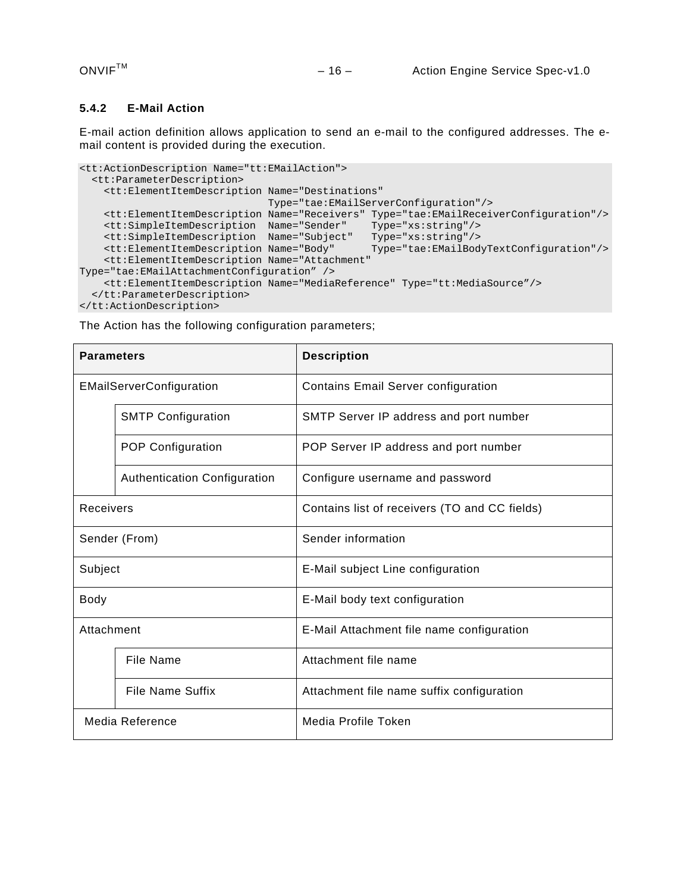#### 5.4.2 E-Mail Action

E-mail action definition allows application to send an e-mail to the configured addresses. The e-mail content is provided during the execution.

```
<tt:ActionDescription Name="tt:EMailAction">
  <tt:ParameterDescription>
    <tt:ElementItemDescription Name="Destinations"
                               Type="tae:EMailServerConfiguration"/>
    <tt:ElementItemDescription Name="Receivers" Type="tae:EMailReceiverConfiguration"/>
    <tt:SimpleItemDescription  Name="Sender"    Type="xs:string"/>
    <tt:SimpleItemDescription  Name="Subject"   Type="xs:string"/>
    <tt:ElementItemDescription Name="Body"      Type="tae:EMailBodyTextConfiguration"/>
    <tt:ElementItemDescription Name="Attachment"
Type="tae:EMailAttachmentConfiguration" />
    <tt:ElementItemDescription Name="MediaReference" Type="tt:MediaSource"/>
  </tt:ParameterDescription>
</tt:ActionDescription>
```

The Action has the following configuration parameters;

| Parameters | | Description |
|---|---|---|
| EMailServerConfiguration | | Contains Email Server configuration |
| | SMTP Configuration | SMTP Server IP address and port number |
| | POP Configuration | POP Server IP address and port number |
| | Authentication Configuration | Configure username and password |
| Receivers | | Contains list of receivers (TO and CC fields) |
| Sender (From) | | Sender information |
| Subject | | E-Mail subject Line configuration |
| Body | | E-Mail body text configuration |
| Attachment | | E-Mail Attachment file name configuration |
| | File Name | Attachment file name |
| | File Name Suffix | Attachment file name suffix configuration |
| Media Reference | | Media Profile Token |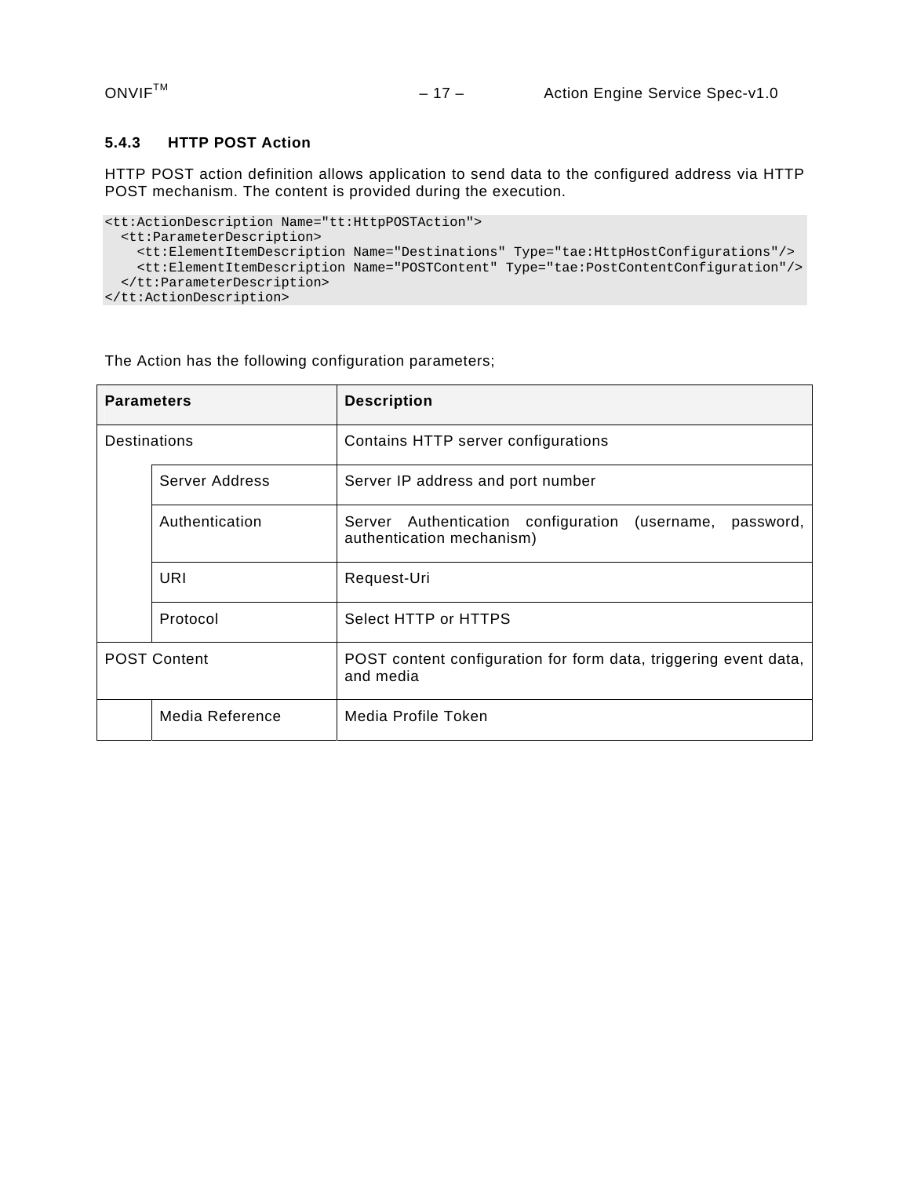### 5.4.3 HTTP POST Action

HTTP POST action definition allows application to send data to the configured address via HTTP POST mechanism. The content is provided during the execution.

```
<tt:ActionDescription Name="tt:HttpPOSTAction">
  <tt:ParameterDescription>
    <tt:ElementItemDescription Name="Destinations" Type="tae:HttpHostConfigurations"/>
    <tt:ElementItemDescription Name="POSTContent" Type="tae:PostContentConfiguration"/>
  </tt:ParameterDescription>
</tt:ActionDescription>
```

The Action has the following configuration parameters;

| Parameters | | Description |
|---|---|---|
| Destinations | | Contains HTTP server configurations |
| | Server Address | Server IP address and port number |
| | Authentication | Server Authentication configuration (username, password, authentication mechanism) |
| | URI | Request-Uri |
| | Protocol | Select HTTP or HTTPS |
| POST Content | | POST content configuration for form data, triggering event data, and media |
| | Media Reference | Media Profile Token |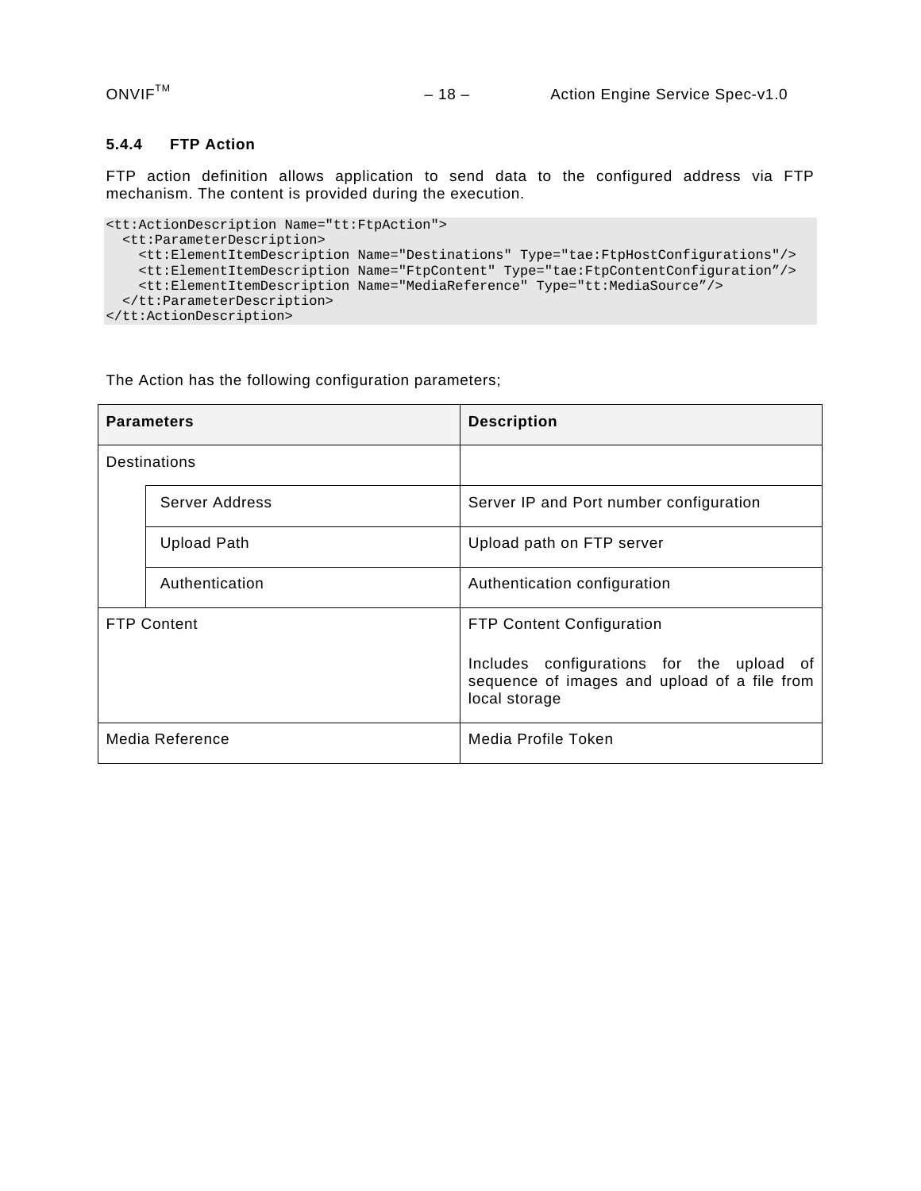### 5.4.4 FTP Action

FTP action definition allows application to send data to the configured address via FTP mechanism. The content is provided during the execution.

```
<tt:ActionDescription Name="tt:FtpAction">
  <tt:ParameterDescription>
    <tt:ElementItemDescription Name="Destinations" Type="tae:FtpHostConfigurations"/>
    <tt:ElementItemDescription Name="FtpContent" Type="tae:FtpContentConfiguration”/>
    <tt:ElementItemDescription Name="MediaReference" Type="tt:MediaSource”/>
  </tt:ParameterDescription>
</tt:ActionDescription>
```

The Action has the following configuration parameters;

| Parameters | | Description |
|---|---|---|
| Destinations | | |
| | Server Address | Server IP and Port number configuration |
| | Upload Path | Upload path on FTP server |
| | Authentication | Authentication configuration |
| FTP Content | | FTP Content Configuration<br><br>Includes configurations for the upload of sequence of images and upload of a file from local storage |
| Media Reference | | Media Profile Token |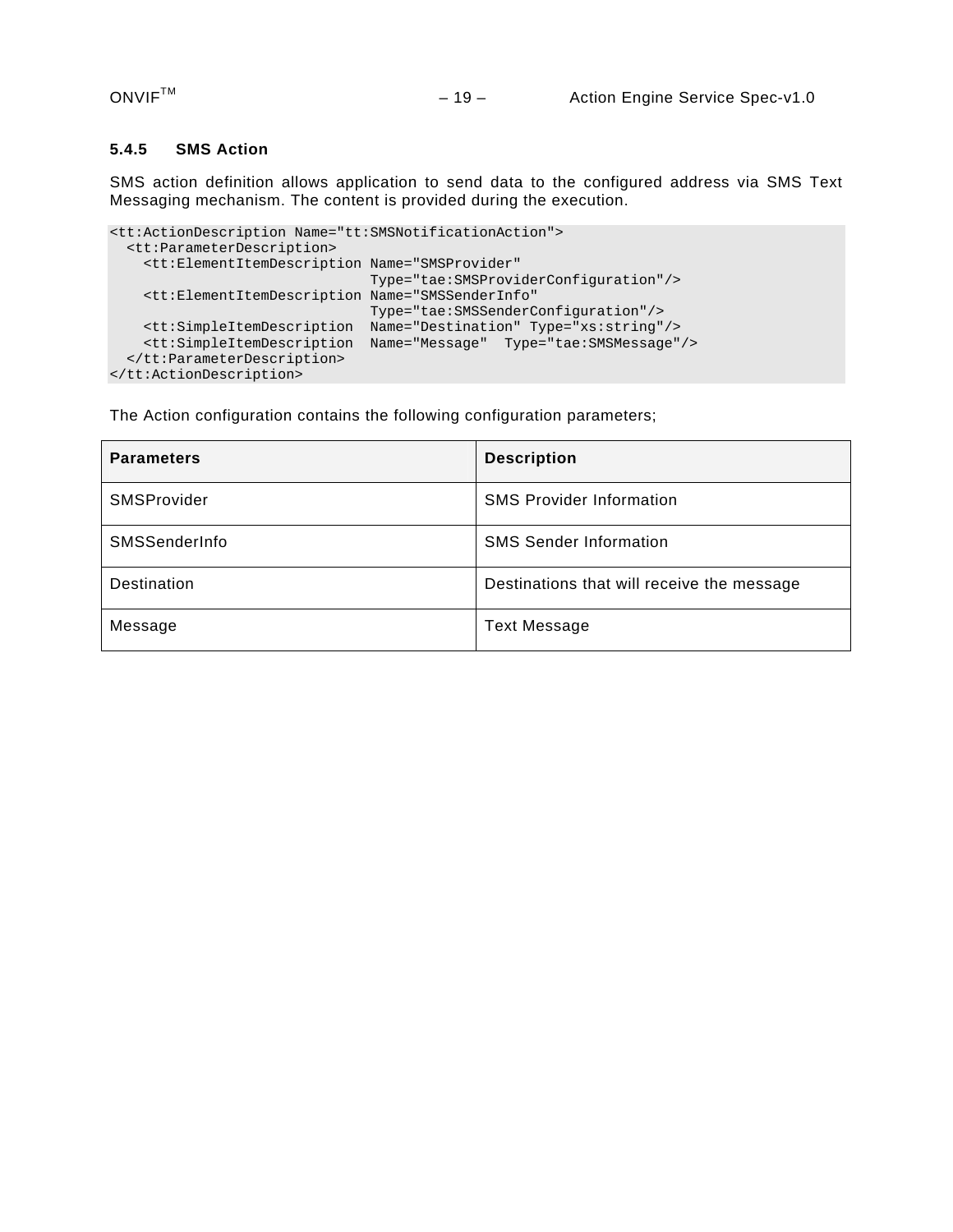#### 5.4.5 SMS Action

SMS action definition allows application to send data to the configured address via SMS Text Messaging mechanism. The content is provided during the execution.

```
<tt:ActionDescription Name="tt:SMSNotificationAction">
  <tt:ParameterDescription>
    <tt:ElementItemDescription Name="SMSProvider"
                               Type="tae:SMSProviderConfiguration"/>
    <tt:ElementItemDescription Name="SMSSenderInfo"
                               Type="tae:SMSSenderConfiguration"/>
    <tt:SimpleItemDescription  Name="Destination" Type="xs:string"/>
    <tt:SimpleItemDescription  Name="Message"  Type="tae:SMSMessage"/>
  </tt:ParameterDescription>
</tt:ActionDescription>
```

The Action configuration contains the following configuration parameters;

| Parameters | Description |
| --- | --- |
| SMSProvider | SMS Provider Information |
| SMSSenderInfo | SMS Sender Information |
| Destination | Destinations that will receive the message |
| Message | Text Message |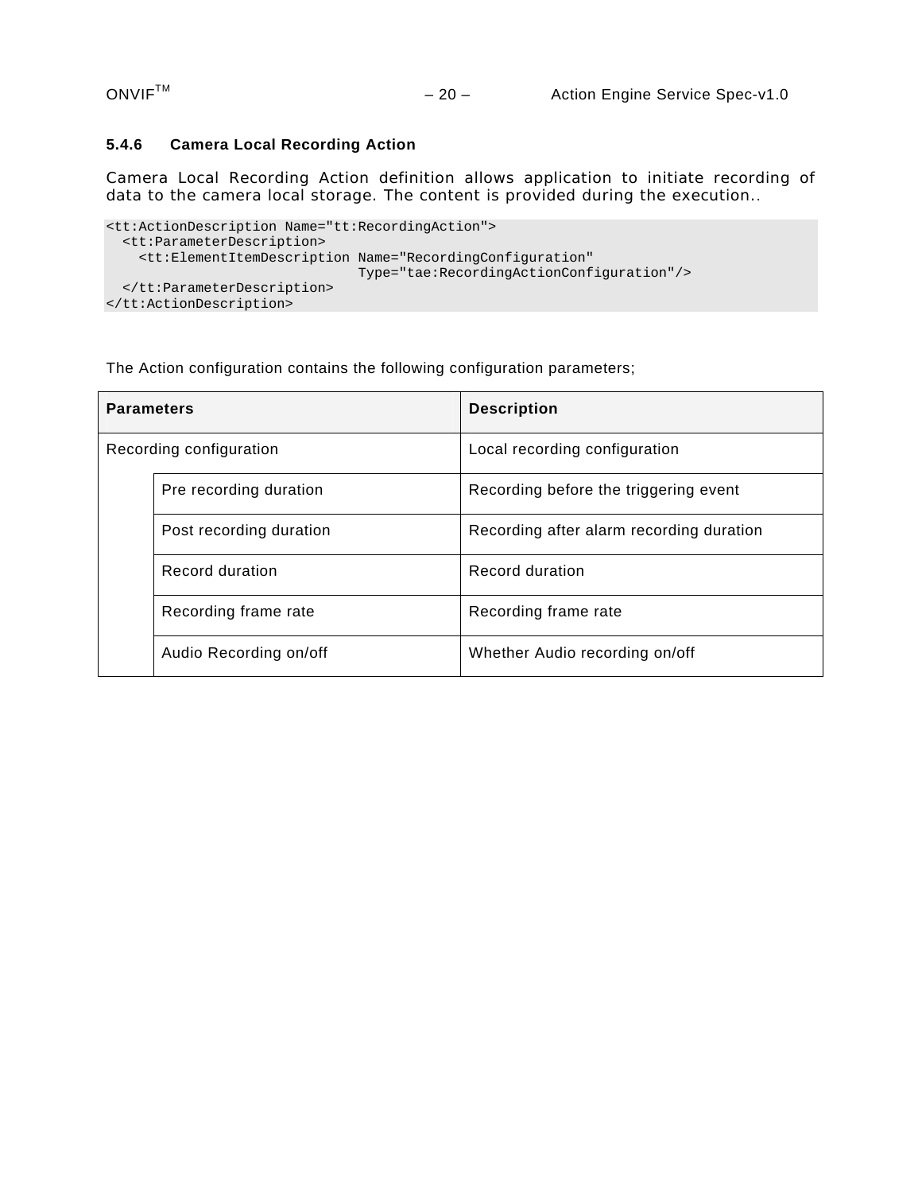### 5.4.6 Camera Local Recording Action

Camera Local Recording Action definition allows application to initiate recording of data to the camera local storage. The content is provided during the execution..

```
<tt:ActionDescription Name="tt:RecordingAction">
  <tt:ParameterDescription>
    <tt:ElementItemDescription Name="RecordingConfiguration"
                               Type="tae:RecordingActionConfiguration"/>
  </tt:ParameterDescription>
</tt:ActionDescription>
```

The Action configuration contains the following configuration parameters;

| Parameters | | Description |
|---|---|---|
| Recording configuration | | Local recording configuration |
| | Pre recording duration | Recording before the triggering event |
| | Post recording duration | Recording after alarm recording duration |
| | Record duration | Record duration |
| | Recording frame rate | Recording frame rate |
| | Audio Recording on/off | Whether Audio recording on/off |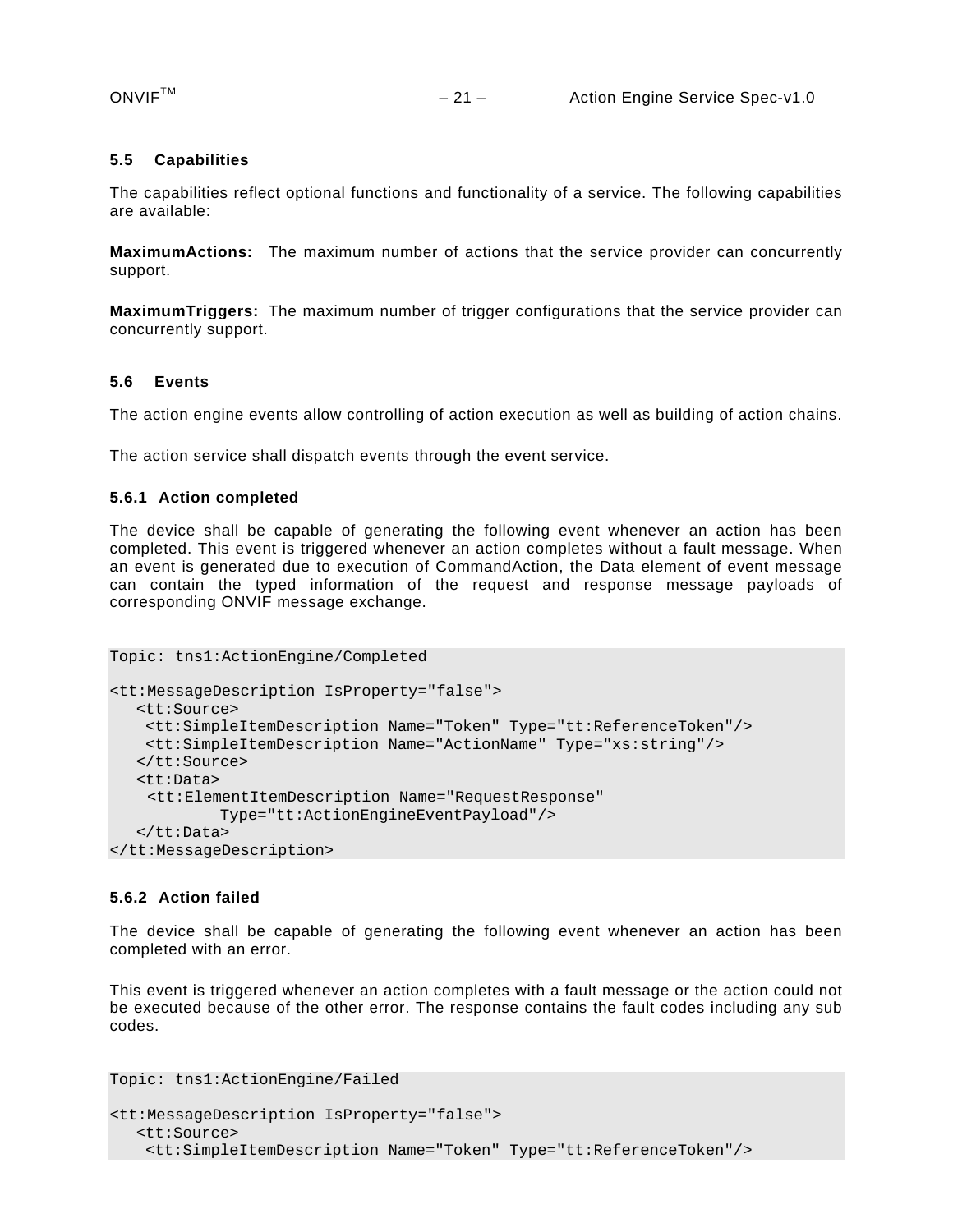## 5.5 Capabilities

The capabilities reflect optional functions and functionality of a service. The following capabilities are available:

**MaximumActions:** The maximum number of actions that the service provider can concurrently support.

**MaximumTriggers:** The maximum number of trigger configurations that the service provider can concurrently support.

## 5.6 Events

The action engine events allow controlling of action execution as well as building of action chains.

The action service shall dispatch events through the event service.

### 5.6.1 Action completed

The device shall be capable of generating the following event whenever an action has been completed. This event is triggered whenever an action completes without a fault message. When an event is generated due to execution of CommandAction, the Data element of event message can contain the typed information of the request and response message payloads of corresponding ONVIF message exchange.

```
Topic: tns1:ActionEngine/Completed

<tt:MessageDescription IsProperty="false">
   <tt:Source>
    <tt:SimpleItemDescription Name="Token" Type="tt:ReferenceToken"/>
    <tt:SimpleItemDescription Name="ActionName" Type="xs:string"/>
   </tt:Source>
   <tt:Data>
    <tt:ElementItemDescription Name="RequestResponse"
            Type="tt:ActionEngineEventPayload"/>
   </tt:Data>
</tt:MessageDescription>
```

### 5.6.2 Action failed

The device shall be capable of generating the following event whenever an action has been completed with an error.

This event is triggered whenever an action completes with a fault message or the action could not be executed because of the other error. The response contains the fault codes including any sub codes.

```
Topic: tns1:ActionEngine/Failed

<tt:MessageDescription IsProperty="false">
   <tt:Source>
    <tt:SimpleItemDescription Name="Token" Type="tt:ReferenceToken"/>
```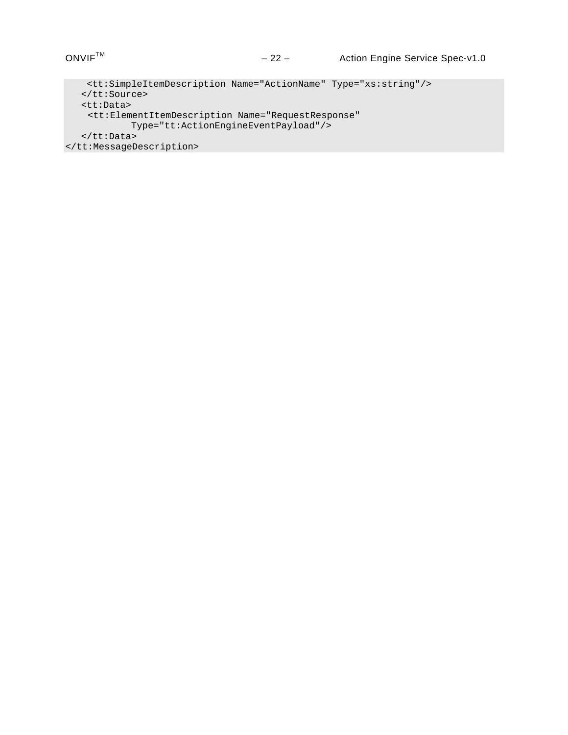```
    <tt:SimpleItemDescription Name="ActionName" Type="xs:string"/>
   </tt:Source>
   <tt:Data>
    <tt:ElementItemDescription Name="RequestResponse"
           Type="tt:ActionEngineEventPayload"/>
   </tt:Data>
</tt:MessageDescription>
```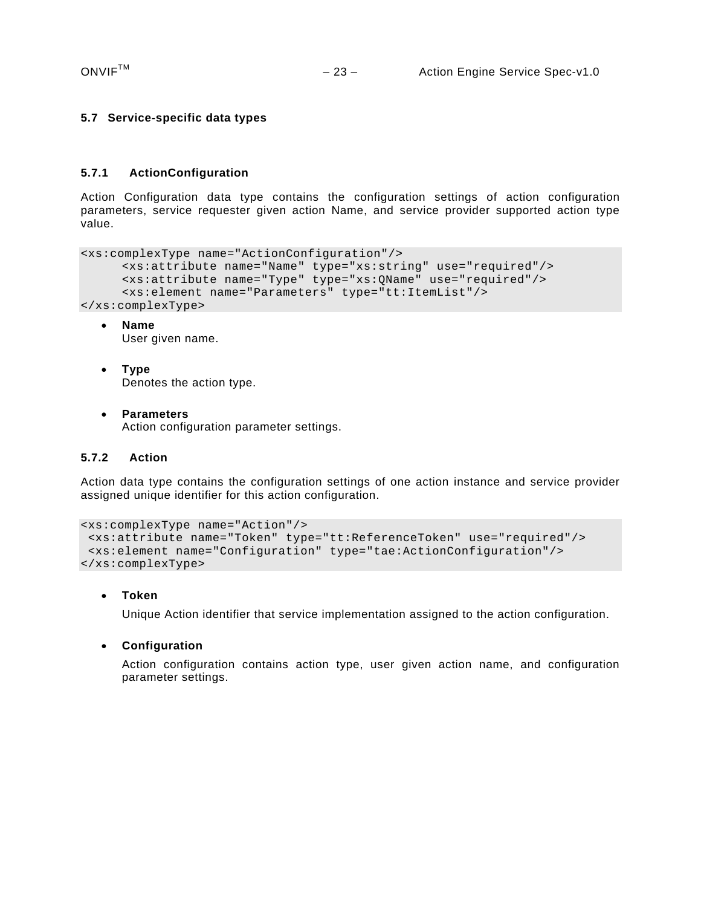### 5.7 Service-specific data types

#### 5.7.1 ActionConfiguration

Action Configuration data type contains the configuration settings of action configuration parameters, service requester given action Name, and service provider supported action type value.

```
<xs:complexType name="ActionConfiguration"/>
      <xs:attribute name="Name" type="xs:string" use="required"/>
      <xs:attribute name="Type" type="xs:QName" use="required"/>
      <xs:element name="Parameters" type="tt:ItemList"/>
</xs:complexType>
```

- **Name**
  User given name.

- **Type**
  Denotes the action type.

- **Parameters**
  Action configuration parameter settings.

#### 5.7.2 Action

Action data type contains the configuration settings of one action instance and service provider assigned unique identifier for this action configuration.

```
<xs:complexType name="Action"/>
 <xs:attribute name="Token" type="tt:ReferenceToken" use="required"/>
 <xs:element name="Configuration" type="tae:ActionConfiguration"/>
</xs:complexType>
```

- **Token**

  Unique Action identifier that service implementation assigned to the action configuration.

- **Configuration**

  Action configuration contains action type, user given action name, and configuration parameter settings.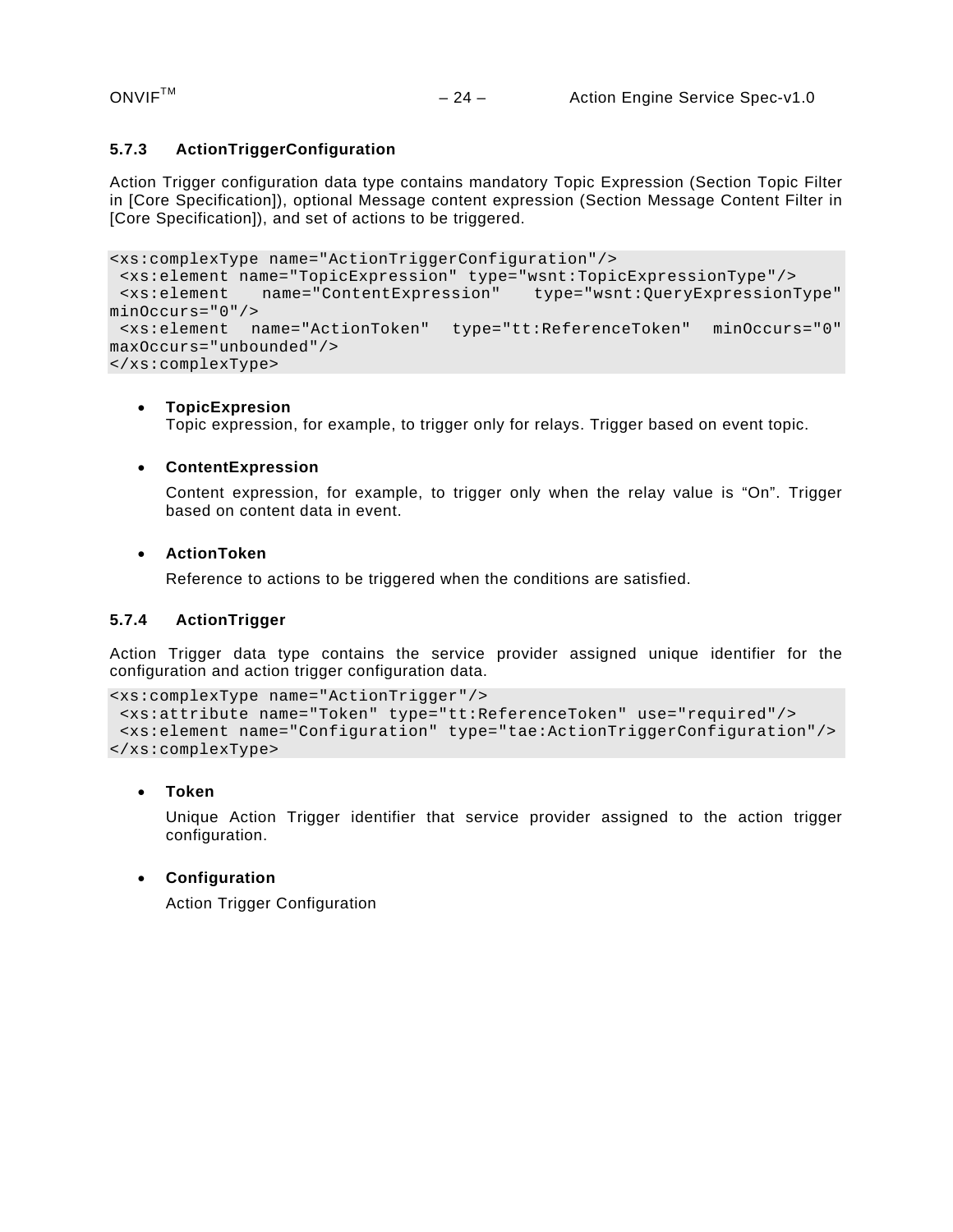### 5.7.3 ActionTriggerConfiguration

Action Trigger configuration data type contains mandatory Topic Expression (Section Topic Filter in [Core Specification]), optional Message content expression (Section Message Content Filter in [Core Specification]), and set of actions to be triggered.

```
<xs:complexType name="ActionTriggerConfiguration"/>
 <xs:element name="TopicExpression" type="wsnt:TopicExpressionType"/>
 <xs:element name="ContentExpression" type="wsnt:QueryExpressionType" minOccurs="0"/>
 <xs:element name="ActionToken" type="tt:ReferenceToken" minOccurs="0" maxOccurs="unbounded"/>
</xs:complexType>
```

- **TopicExpresion**
  Topic expression, for example, to trigger only for relays. Trigger based on event topic.

- **ContentExpression**

  Content expression, for example, to trigger only when the relay value is “On”. Trigger based on content data in event.

- **ActionToken**

  Reference to actions to be triggered when the conditions are satisfied.

### 5.7.4 ActionTrigger

Action Trigger data type contains the service provider assigned unique identifier for the configuration and action trigger configuration data.

```
<xs:complexType name="ActionTrigger"/>
 <xs:attribute name="Token" type="tt:ReferenceToken" use="required"/>
 <xs:element name="Configuration" type="tae:ActionTriggerConfiguration"/>
</xs:complexType>
```

- **Token**

  Unique Action Trigger identifier that service provider assigned to the action trigger configuration.

- **Configuration**

  Action Trigger Configuration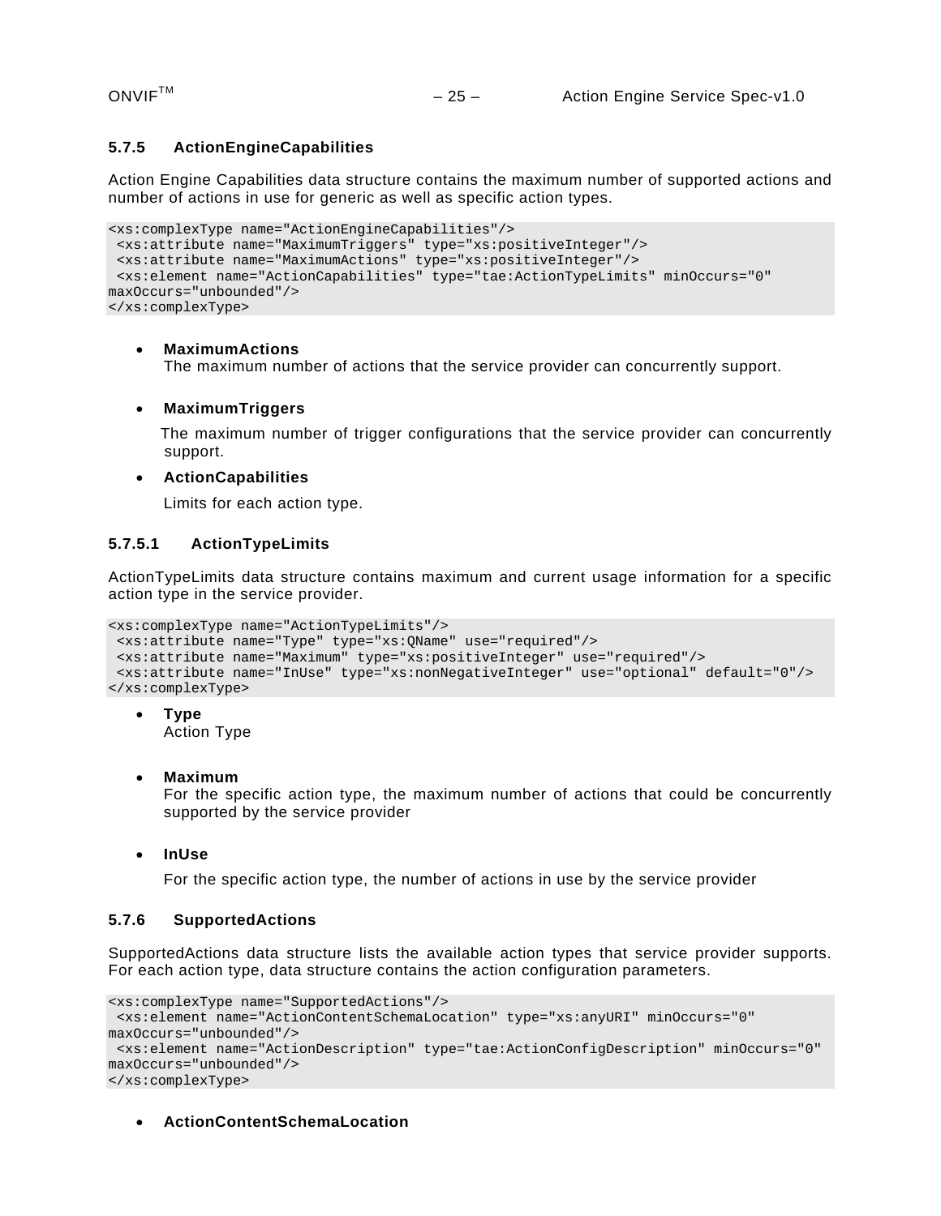### 5.7.5 ActionEngineCapabilities

Action Engine Capabilities data structure contains the maximum number of supported actions and number of actions in use for generic as well as specific action types.

```
<xs:complexType name="ActionEngineCapabilities"/>
 <xs:attribute name="MaximumTriggers" type="xs:positiveInteger"/>
 <xs:attribute name="MaximumActions" type="xs:positiveInteger"/>
 <xs:element name="ActionCapabilities" type="tae:ActionTypeLimits" minOccurs="0"
maxOccurs="unbounded"/>
</xs:complexType>
```

- **MaximumActions**
  The maximum number of actions that the service provider can concurrently support.

- **MaximumTriggers**

  The maximum number of trigger configurations that the service provider can concurrently support.

- **ActionCapabilities**

  Limits for each action type.

#### 5.7.5.1 ActionTypeLimits

ActionTypeLimits data structure contains maximum and current usage information for a specific action type in the service provider.

```
<xs:complexType name="ActionTypeLimits"/>
 <xs:attribute name="Type" type="xs:QName" use="required"/>
 <xs:attribute name="Maximum" type="xs:positiveInteger" use="required"/>
 <xs:attribute name="InUse" type="xs:nonNegativeInteger" use="optional" default="0"/>
</xs:complexType>
```

- **Type**
  Action Type

- **Maximum**
  For the specific action type, the maximum number of actions that could be concurrently supported by the service provider

- **InUse**

  For the specific action type, the number of actions in use by the service provider

### 5.7.6 SupportedActions

SupportedActions data structure lists the available action types that service provider supports. For each action type, data structure contains the action configuration parameters.

```
<xs:complexType name="SupportedActions"/>
 <xs:element name="ActionContentSchemaLocation" type="xs:anyURI" minOccurs="0"
maxOccurs="unbounded"/>
 <xs:element name="ActionDescription" type="tae:ActionConfigDescription" minOccurs="0"
maxOccurs="unbounded"/>
</xs:complexType>
```

- **ActionContentSchemaLocation**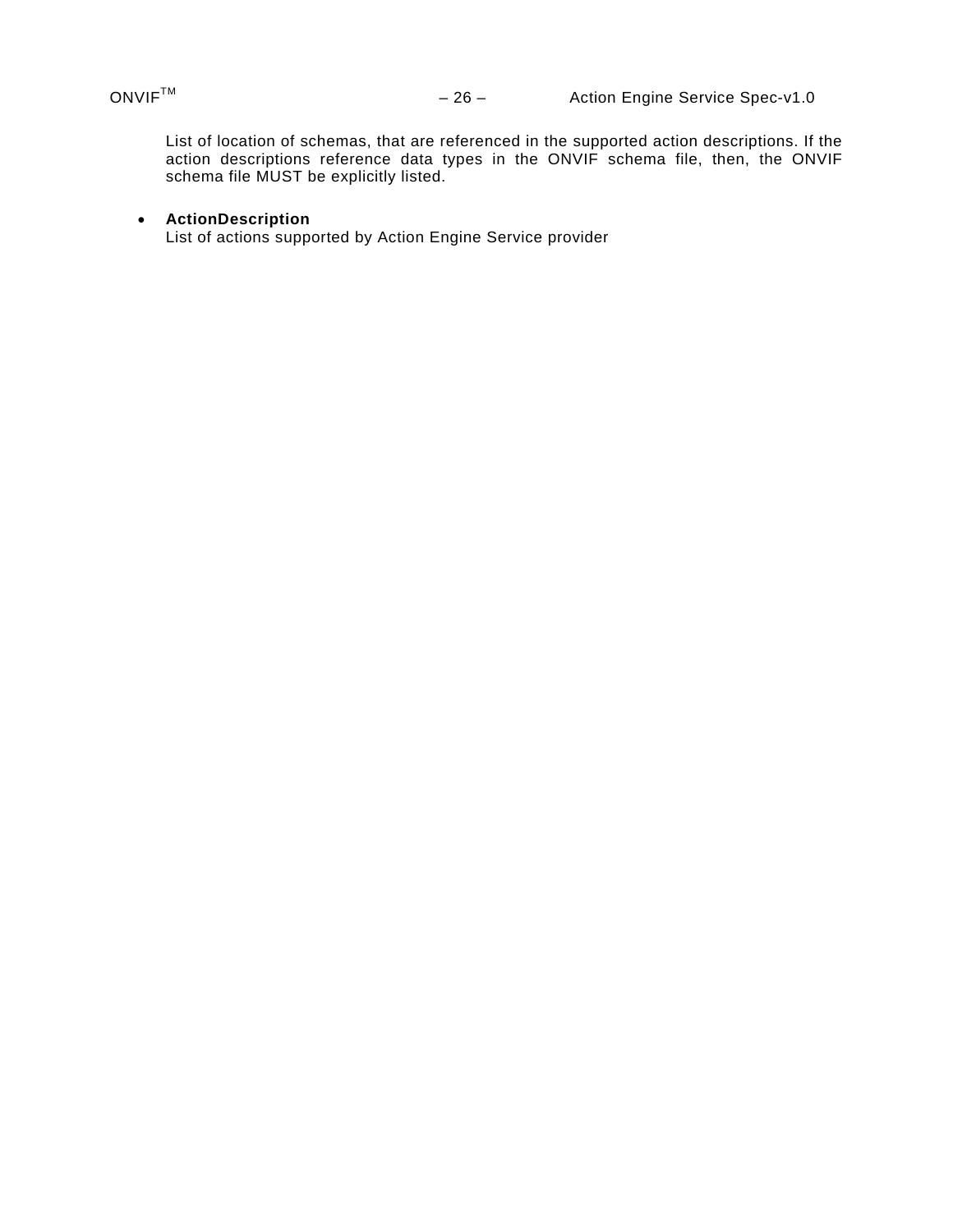List of location of schemas, that are referenced in the supported action descriptions. If the action descriptions reference data types in the ONVIF schema file, then, the ONVIF schema file MUST be explicitly listed.

- **ActionDescription**
  List of actions supported by Action Engine Service provider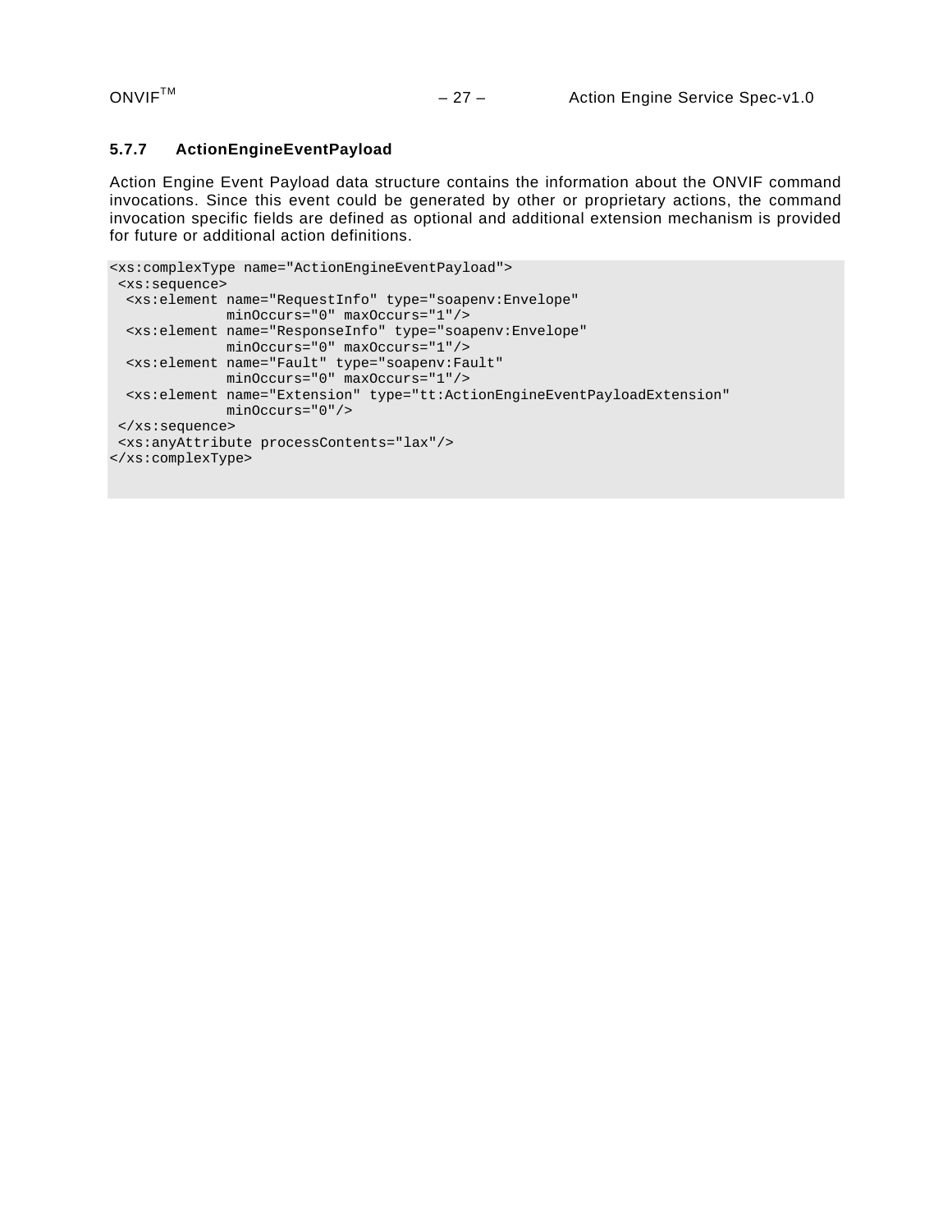### 5.7.7 ActionEngineEventPayload

Action Engine Event Payload data structure contains the information about the ONVIF command invocations. Since this event could be generated by other or proprietary actions, the command invocation specific fields are defined as optional and additional extension mechanism is provided for future or additional action definitions.

```
<xs:complexType name="ActionEngineEventPayload">
 <xs:sequence>
  <xs:element name="RequestInfo" type="soapenv:Envelope"
             minOccurs="0" maxOccurs="1"/>
  <xs:element name="ResponseInfo" type="soapenv:Envelope"
             minOccurs="0" maxOccurs="1"/>
  <xs:element name="Fault" type="soapenv:Fault"
             minOccurs="0" maxOccurs="1"/>
  <xs:element name="Extension" type="tt:ActionEngineEventPayloadExtension"
             minOccurs="0"/>
 </xs:sequence>
 <xs:anyAttribute processContents="lax"/>
</xs:complexType>
```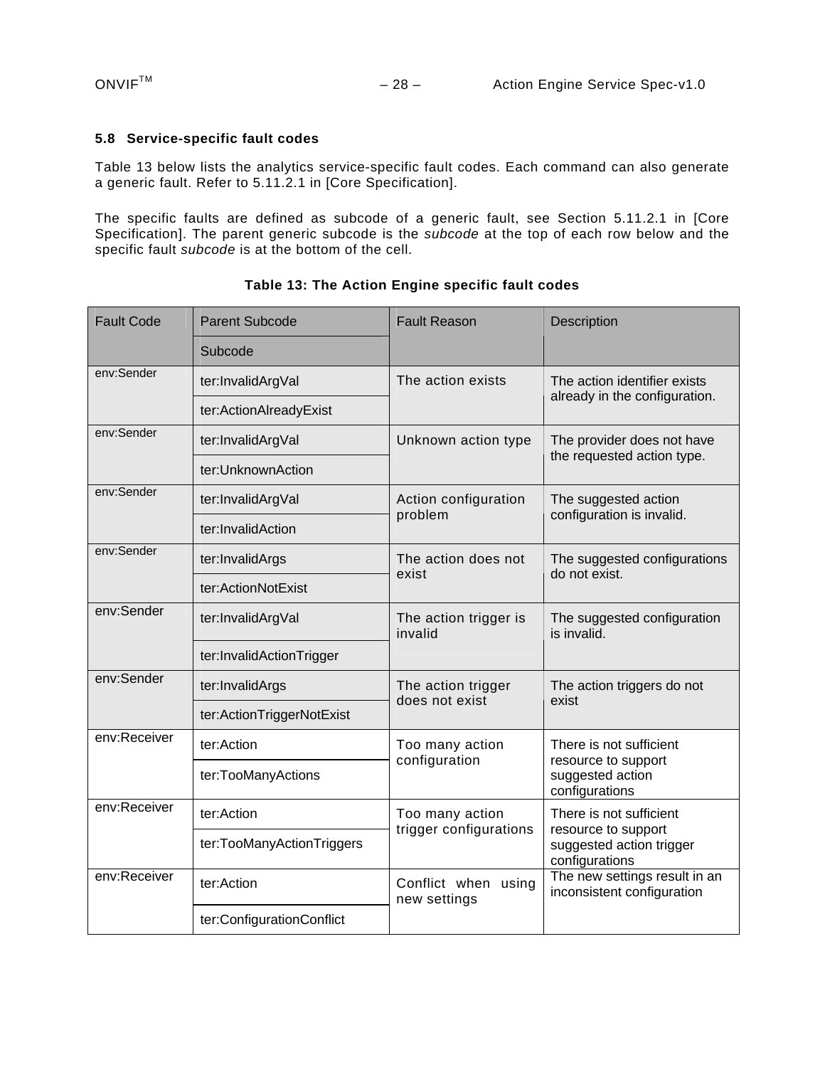### 5.8 Service-specific fault codes

Table 13 below lists the analytics service-specific fault codes. Each command can also generate a generic fault. Refer to 5.11.2.1 in [Core Specification].

The specific faults are defined as subcode of a generic fault, see Section 5.11.2.1 in [Core Specification]. The parent generic subcode is the *subcode* at the top of each row below and the specific fault *subcode* is at the bottom of the cell.

**Table 13: The Action Engine specific fault codes**

| Fault Code | Parent Subcode | Fault Reason | Description |
|---|---|---|---|
| | Subcode | | |
| env:Sender | ter:InvalidArgVal | The action exists | The action identifier exists already in the configuration. |
| | ter:ActionAlreadyExist | | |
| env:Sender | ter:InvalidArgVal | Unknown action type | The provider does not have the requested action type. |
| | ter:UnknownAction | | |
| env:Sender | ter:InvalidArgVal | Action configuration problem | The suggested action configuration is invalid. |
| | ter:InvalidAction | | |
| env:Sender | ter:InvalidArgs | The action does not exist | The suggested configurations do not exist. |
| | ter:ActionNotExist | | |
| env:Sender | ter:InvalidArgVal | The action trigger is invalid | The suggested configuration is invalid. |
| | ter:InvalidActionTrigger | | |
| env:Sender | ter:InvalidArgs | The action trigger does not exist | The action triggers do not exist |
| | ter:ActionTriggerNotExist | | |
| env:Receiver | ter:Action | Too many action configuration | There is not sufficient resource to support suggested action configurations |
| | ter:TooManyActions | | |
| env:Receiver | ter:Action | Too many action trigger configurations | There is not sufficient resource to support suggested action trigger configurations |
| | ter:TooManyActionTriggers | | |
| env:Receiver | ter:Action | Conflict when using new settings | The new settings result in an inconsistent configuration |
| | ter:ConfigurationConflict | | |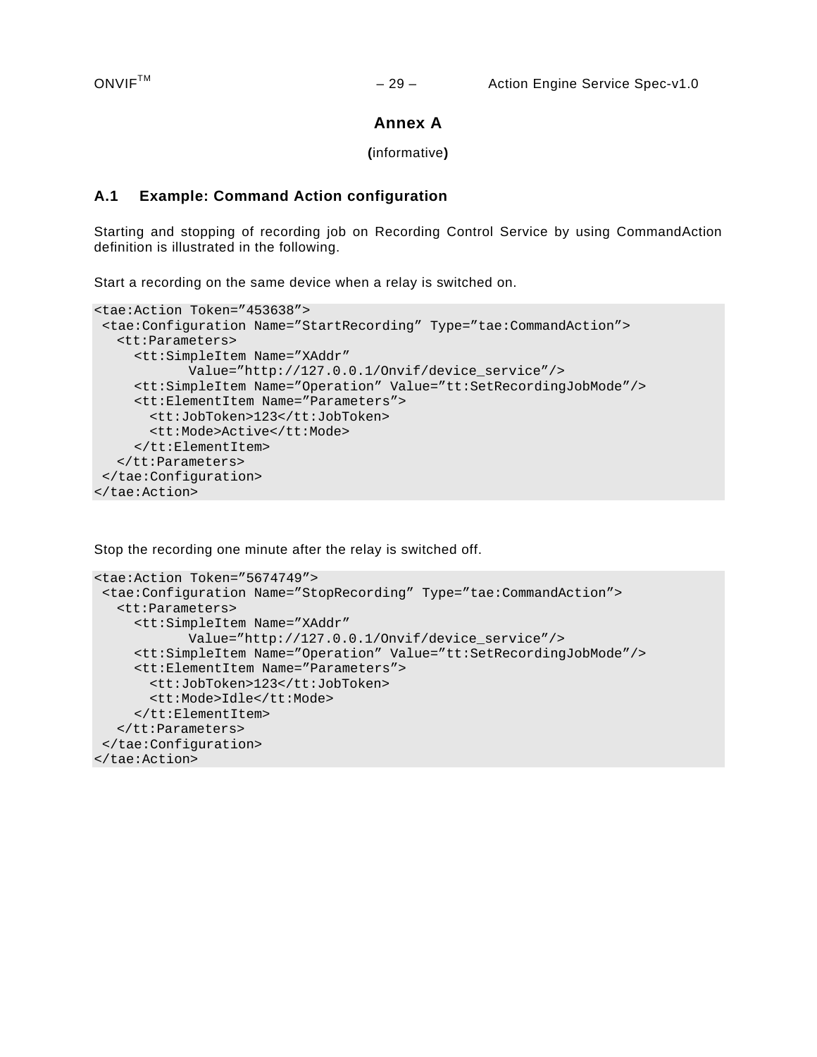# Annex A

**(**informative**)**

## A.1 Example: Command Action configuration

Starting and stopping of recording job on Recording Control Service by using CommandAction definition is illustrated in the following.

Start a recording on the same device when a relay is switched on.

```
<tae:Action Token=”453638”>
 <tae:Configuration Name=”StartRecording” Type=”tae:CommandAction”>
   <tt:Parameters>
     <tt:SimpleItem Name=”XAddr”
            Value=”http://127.0.0.1/Onvif/device_service”/>
     <tt:SimpleItem Name=”Operation” Value=”tt:SetRecordingJobMode”/>
     <tt:ElementItem Name=”Parameters”>
       <tt:JobToken>123</tt:JobToken>
       <tt:Mode>Active</tt:Mode>
     </tt:ElementItem>
   </tt:Parameters>
 </tae:Configuration>
</tae:Action>
```

Stop the recording one minute after the relay is switched off.

```
<tae:Action Token=”5674749”>
 <tae:Configuration Name=”StopRecording” Type=”tae:CommandAction”>
   <tt:Parameters>
     <tt:SimpleItem Name=”XAddr”
            Value=”http://127.0.0.1/Onvif/device_service”/>
     <tt:SimpleItem Name=”Operation” Value=”tt:SetRecordingJobMode”/>
     <tt:ElementItem Name=”Parameters”>
       <tt:JobToken>123</tt:JobToken>
       <tt:Mode>Idle</tt:Mode>
     </tt:ElementItem>
   </tt:Parameters>
 </tae:Configuration>
</tae:Action>
```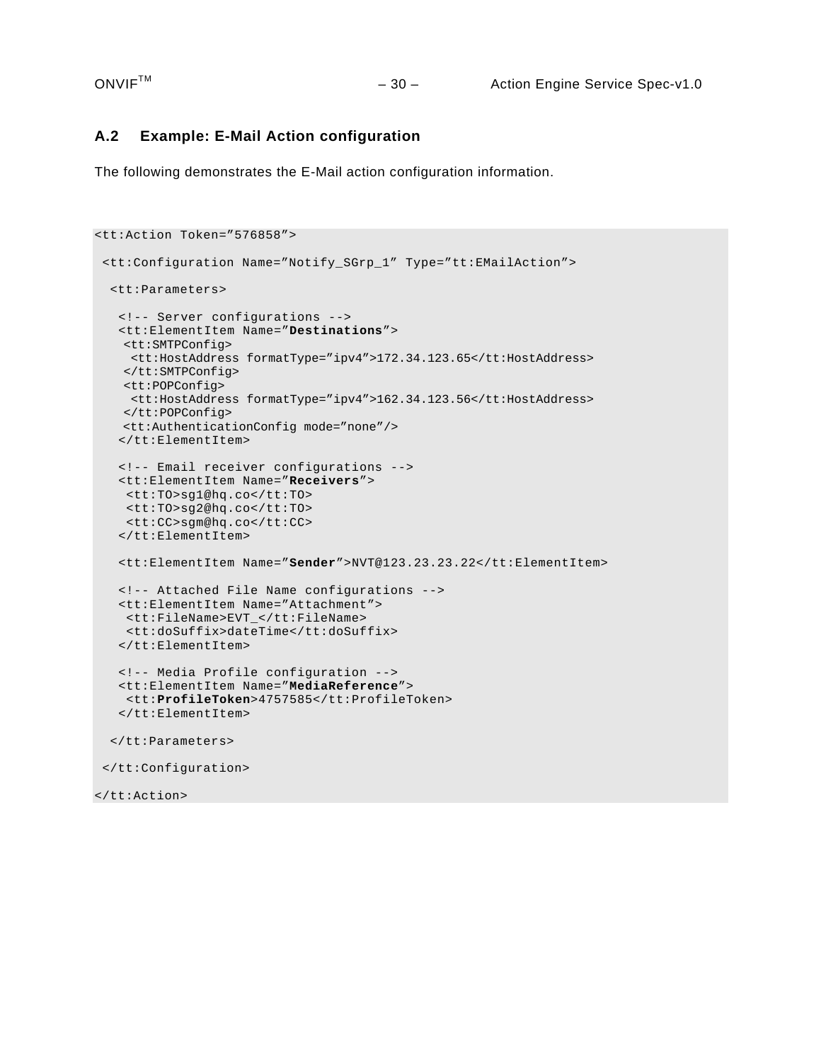## A.2 Example: E-Mail Action configuration

The following demonstrates the E-Mail action configuration information.

```
<tt:Action Token=”576858”>

 <tt:Configuration Name=”Notify_SGrp_1” Type=”tt:EMailAction”>

  <tt:Parameters>

   <!-- Server configurations -->
   <tt:ElementItem Name=”Destinations”>
    <tt:SMTPConfig>
     <tt:HostAddress formatType=”ipv4”>172.34.123.65</tt:HostAddress>
    </tt:SMTPConfig>
    <tt:POPConfig>
     <tt:HostAddress formatType=”ipv4”>162.34.123.56</tt:HostAddress>
    </tt:POPConfig>
    <tt:AuthenticationConfig mode=”none”/>
   </tt:ElementItem>

   <!-- Email receiver configurations -->
   <tt:ElementItem Name=”Receivers”>
    <tt:TO>sg1@hq.co</tt:TO>
    <tt:TO>sg2@hq.co</tt:TO>
    <tt:CC>sgm@hq.co</tt:CC>
   </tt:ElementItem>

   <tt:ElementItem Name=”Sender”>NVT@123.23.23.22</tt:ElementItem>

   <!-- Attached File Name configurations -->
   <tt:ElementItem Name=”Attachment”>
    <tt:FileName>EVT_</tt:FileName>
    <tt:doSuffix>dateTime</tt:doSuffix>
   </tt:ElementItem>

   <!-- Media Profile configuration -->
   <tt:ElementItem Name=”MediaReference”>
    <tt:ProfileToken>4757585</tt:ProfileToken>
   </tt:ElementItem>

  </tt:Parameters>

 </tt:Configuration>

</tt:Action>
```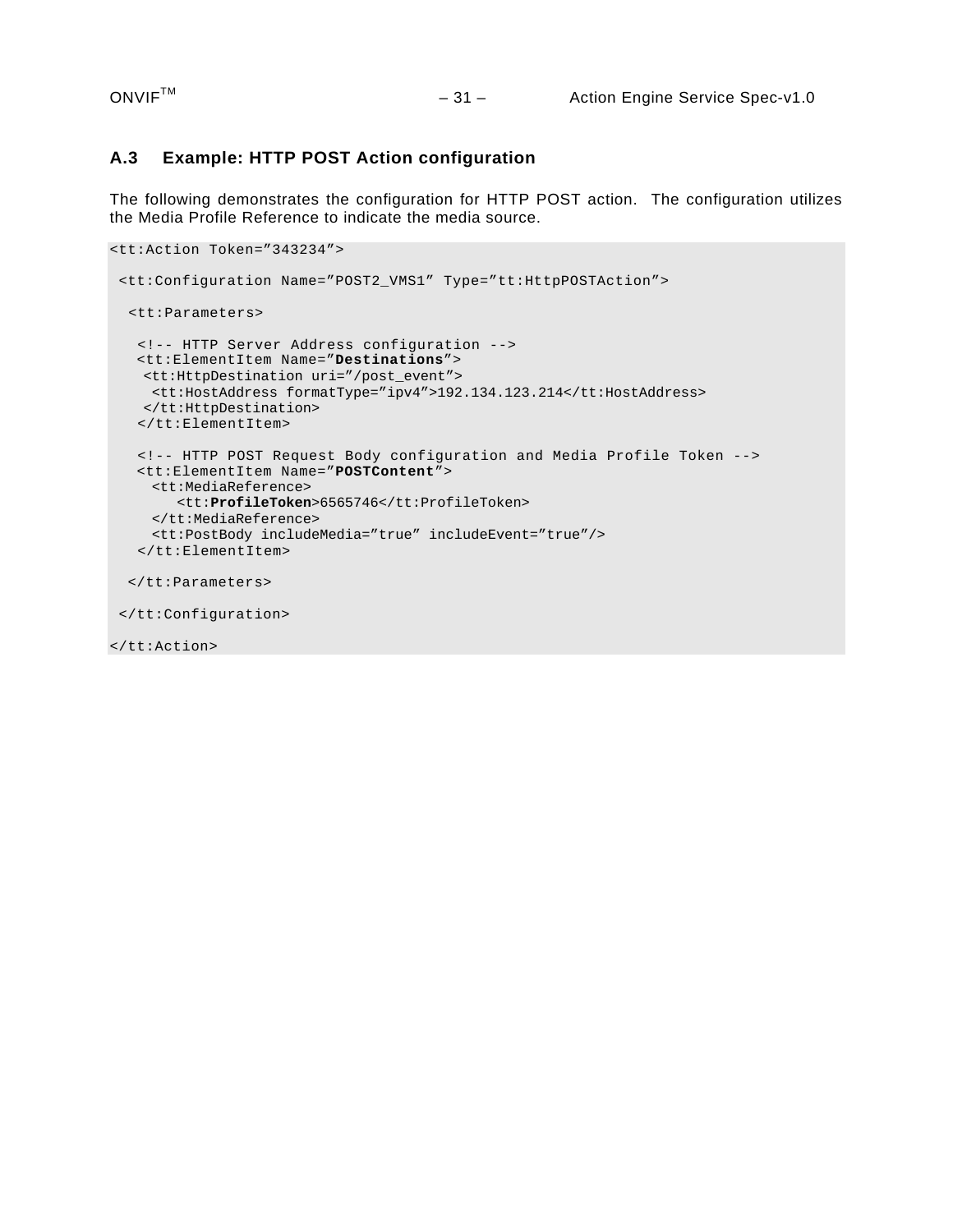## A.3 Example: HTTP POST Action configuration

The following demonstrates the configuration for HTTP POST action. The configuration utilizes the Media Profile Reference to indicate the media source.

```
<tt:Action Token=”343234”>

 <tt:Configuration Name=”POST2_VMS1” Type=”tt:HttpPOSTAction”>

  <tt:Parameters>

   <!-- HTTP Server Address configuration -->
   <tt:ElementItem Name=”Destinations”>
    <tt:HttpDestination uri=”/post_event”>
     <tt:HostAddress formatType=”ipv4”>192.134.123.214</tt:HostAddress>
    </tt:HttpDestination>
   </tt:ElementItem>

   <!-- HTTP POST Request Body configuration and Media Profile Token -->
   <tt:ElementItem Name=”POSTContent”>
     <tt:MediaReference>
        <tt:ProfileToken>6565746</tt:ProfileToken>
     </tt:MediaReference>
     <tt:PostBody includeMedia=”true” includeEvent=”true”/>
   </tt:ElementItem>

  </tt:Parameters>

 </tt:Configuration>

</tt:Action>
```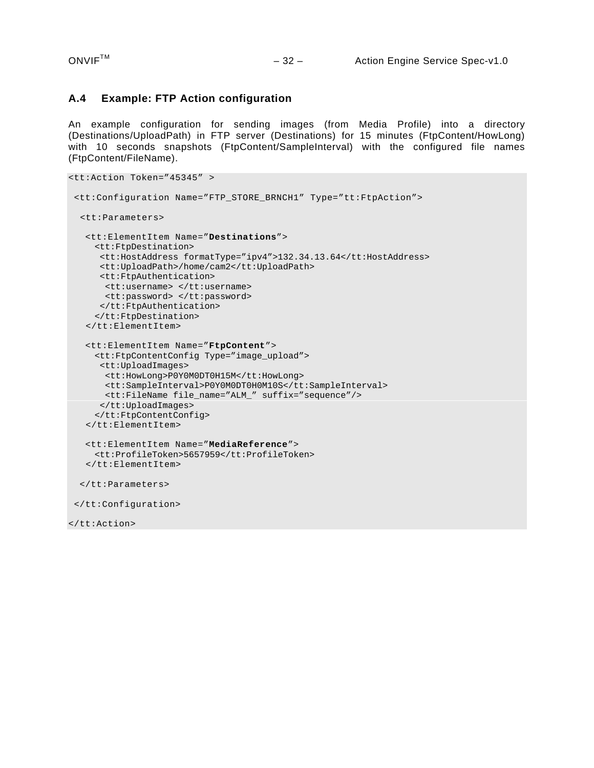## A.4 Example: FTP Action configuration

An example configuration for sending images (from Media Profile) into a directory (Destinations/UploadPath) in FTP server (Destinations) for 15 minutes (FtpContent/HowLong) with 10 seconds snapshots (FtpContent/SampleInterval) with the configured file names (FtpContent/FileName).

```
<tt:Action Token=”45345” >

 <tt:Configuration Name=”FTP_STORE_BRNCH1” Type=”tt:FtpAction”>

  <tt:Parameters>

   <tt:ElementItem Name=”Destinations”>
     <tt:FtpDestination>
      <tt:HostAddress formatType=”ipv4”>132.34.13.64</tt:HostAddress>
      <tt:UploadPath>/home/cam2</tt:UploadPath>
      <tt:FtpAuthentication>
       <tt:username> </tt:username>
       <tt:password> </tt:password>
      </tt:FtpAuthentication>
     </tt:FtpDestination>
   </tt:ElementItem>

   <tt:ElementItem Name=”FtpContent”>
     <tt:FtpContentConfig Type=”image_upload”>
      <tt:UploadImages>
       <tt:HowLong>P0Y0M0DT0H15M</tt:HowLong>
       <tt:SampleInterval>P0Y0M0DT0H0M10S</tt:SampleInterval>
       <tt:FileName file_name=”ALM_” suffix=”sequence”/>
      </tt:UploadImages>
     </tt:FtpContentConfig>
   </tt:ElementItem>

   <tt:ElementItem Name=”MediaReference”>
     <tt:ProfileToken>5657959</tt:ProfileToken>
   </tt:ElementItem>

  </tt:Parameters>

 </tt:Configuration>

</tt:Action>
```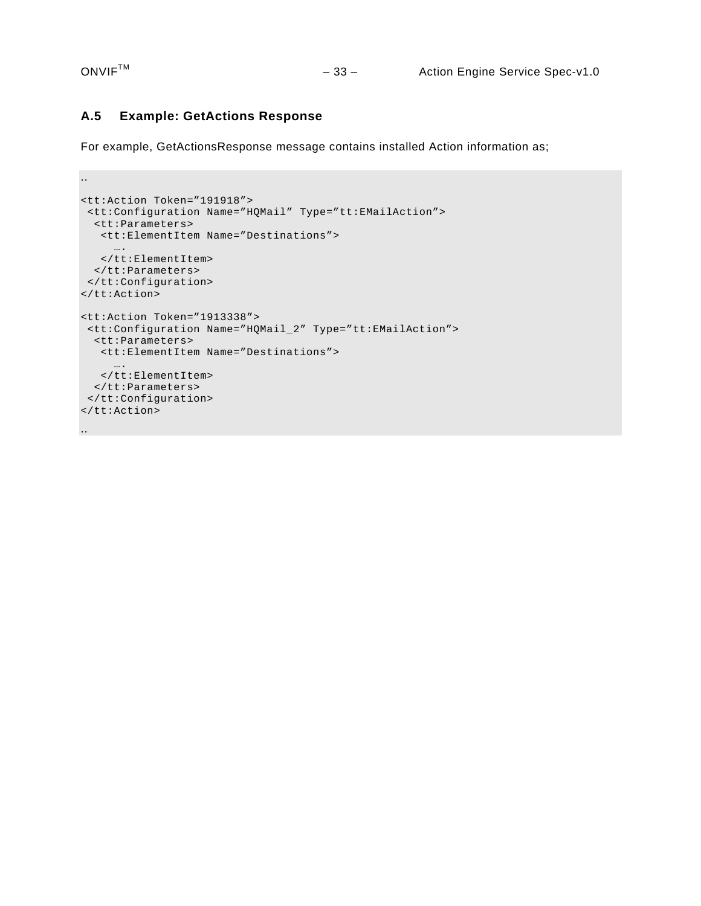### A.5 Example: GetActions Response

For example, GetActionsResponse message contains installed Action information as;

```
..

<tt:Action Token=”191918”>
 <tt:Configuration Name=”HQMail” Type=”tt:EMailAction”>
  <tt:Parameters>
   <tt:ElementItem Name=”Destinations”>
     ….
   </tt:ElementItem>
  </tt:Parameters>
 </tt:Configuration>
</tt:Action>

<tt:Action Token=”1913338”>
 <tt:Configuration Name=”HQMail_2” Type=”tt:EMailAction”>
  <tt:Parameters>
   <tt:ElementItem Name=”Destinations”>
     ….
   </tt:ElementItem>
  </tt:Parameters>
 </tt:Configuration>
</tt:Action>

..
```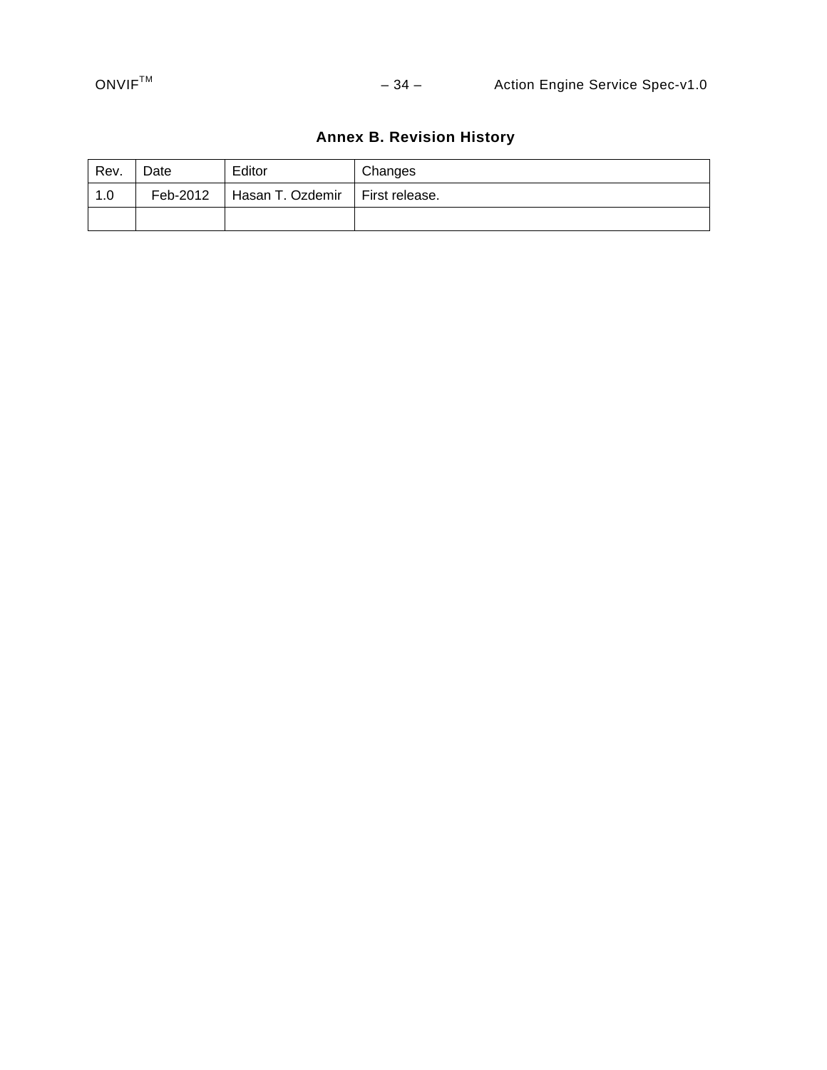## Annex B. Revision History

| Rev. | Date | Editor | Changes |
|---|---|---|---|
| 1.0 | Feb-2012 | Hasan T. Ozdemir | First release. |
| | | | |